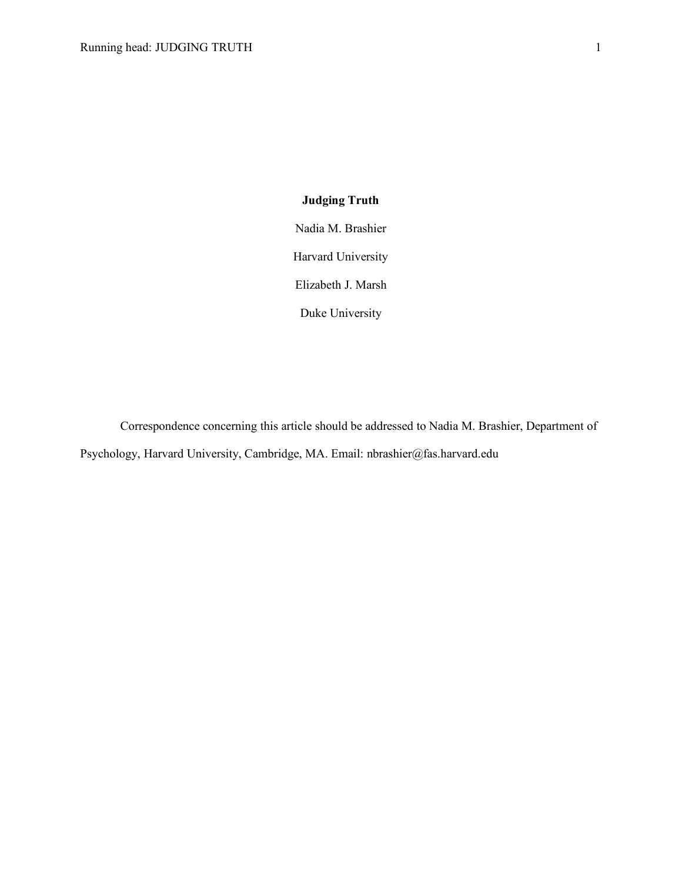# Judging Truth

Nadia M. Brashier

Harvard University

Elizabeth J. Marsh

Duke University

Correspondence concerning this article should be addressed to Nadia M. Brashier, Department of Psychology, Harvard University, Cambridge, MA. Email: nbrashier@fas.harvard.edu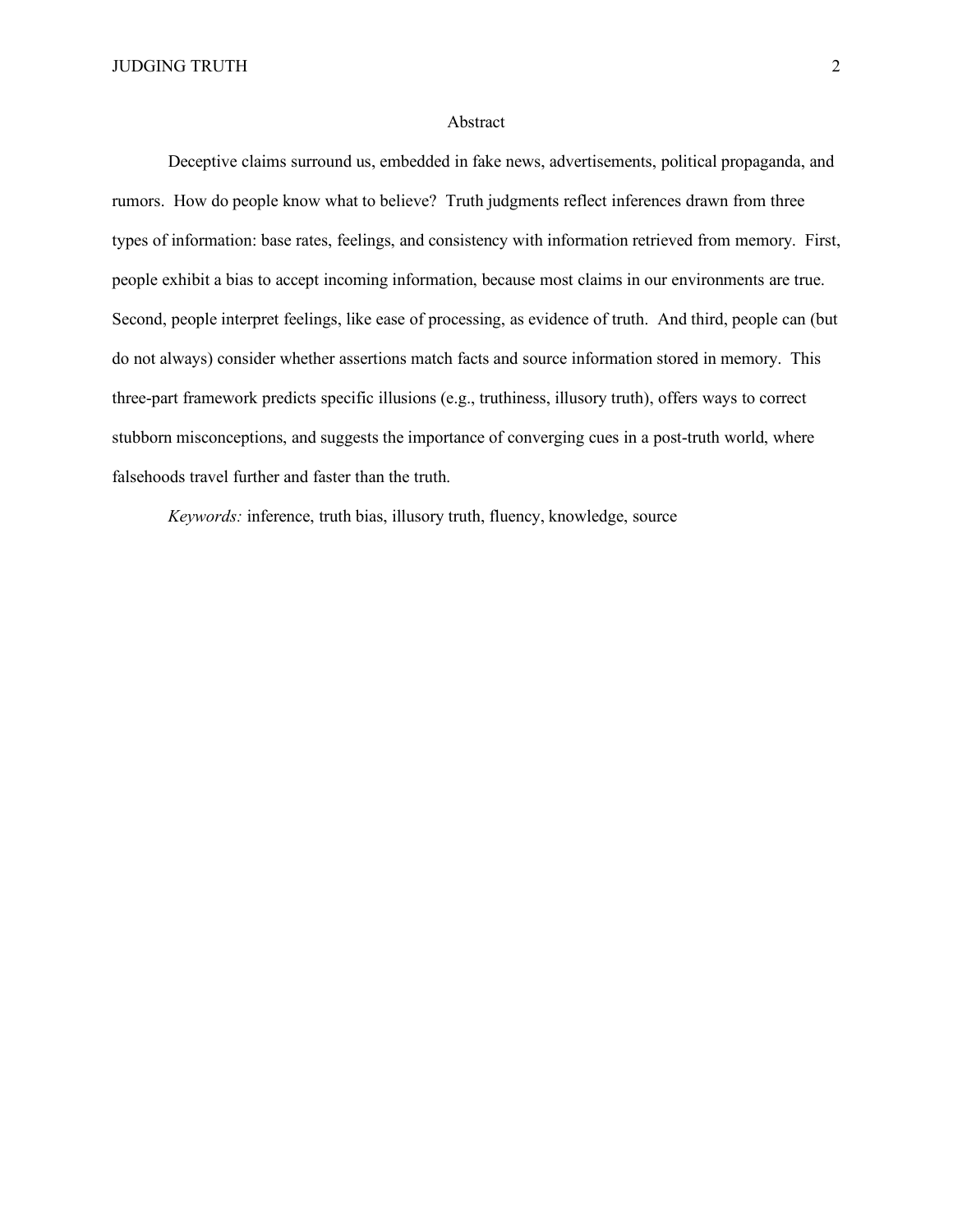## Abstract

Deceptive claims surround us, embedded in fake news, advertisements, political propaganda, and rumors. How do people know what to believe? Truth judgments reflect inferences drawn from three types of information: base rates, feelings, and consistency with information retrieved from memory. First, people exhibit a bias to accept incoming information, because most claims in our environments are true. Second, people interpret feelings, like ease of processing, as evidence of truth. And third, people can (but do not always) consider whether assertions match facts and source information stored in memory. This three-part framework predicts specific illusions (e.g., truthiness, illusory truth), offers ways to correct stubborn misconceptions, and suggests the importance of converging cues in a post-truth world, where falsehoods travel further and faster than the truth.

*Keywords:* inference, truth bias, illusory truth, fluency, knowledge, source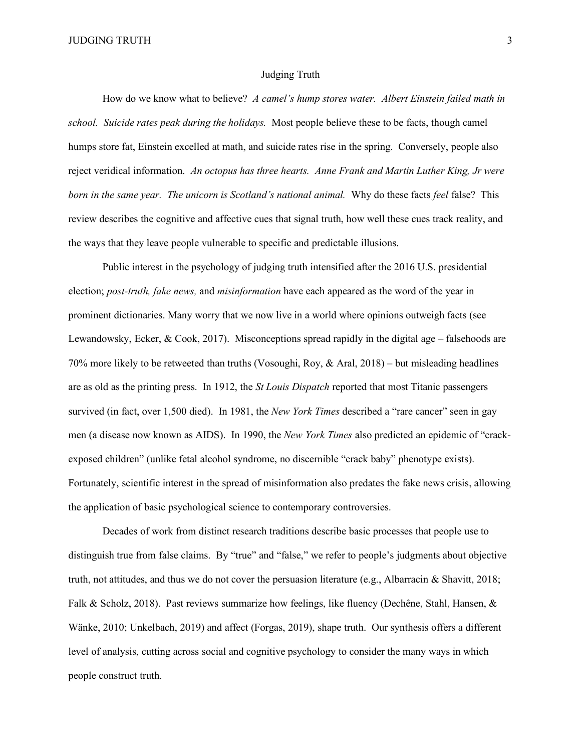# Judging Truth

How do we know what to believe? *A camel's hump stores water. Albert Einstein failed math in school. Suicide rates peak during the holidays.* Most people believe these to be facts, though camel humps store fat, Einstein excelled at math, and suicide rates rise in the spring. Conversely, people also reject veridical information. *An octopus has three hearts. Anne Frank and Martin Luther King, Jr were born in the same year. The unicorn is Scotland's national animal.* Why do these facts *feel* false? This review describes the cognitive and affective cues that signal truth, how well these cues track reality, and the ways that they leave people vulnerable to specific and predictable illusions.

Public interest in the psychology of judging truth intensified after the 2016 U.S. presidential election; *post-truth, fake news,* and *misinformation* have each appeared as the word of the year in prominent dictionaries. Many worry that we now live in a world where opinions outweigh facts (see Lewandowsky, Ecker, & Cook, 2017). Misconceptions spread rapidly in the digital age – falsehoods are 70% more likely to be retweeted than truths (Vosoughi, Roy, & Aral, 2018) – but misleading headlines are as old as the printing press. In 1912, the *St Louis Dispatch* reported that most Titanic passengers survived (in fact, over 1,500 died). In 1981, the *New York Times* described a "rare cancer" seen in gay men (a disease now known as AIDS). In 1990, the *New York Times* also predicted an epidemic of "crack-exposed children" (unlike fetal alcohol syndrome, no discernible "crack baby" phenotype exists). Fortunately, scientific interest in the spread of misinformation also predates the fake news crisis, allowing the application of basic psychological science to contemporary controversies.

Decades of work from distinct research traditions describe basic processes that people use to distinguish true from false claims. By "true" and "false," we refer to people's judgments about objective truth, not attitudes, and thus we do not cover the persuasion literature (e.g., Albarracin & Shavitt, 2018; Falk & Scholz, 2018). Past reviews summarize how feelings, like fluency (Dechêne, Stahl, Hansen, & Wänke, 2010; Unkelbach, 2019) and affect (Forgas, 2019), shape truth. Our synthesis offers a different level of analysis, cutting across social and cognitive psychology to consider the many ways in which people construct truth.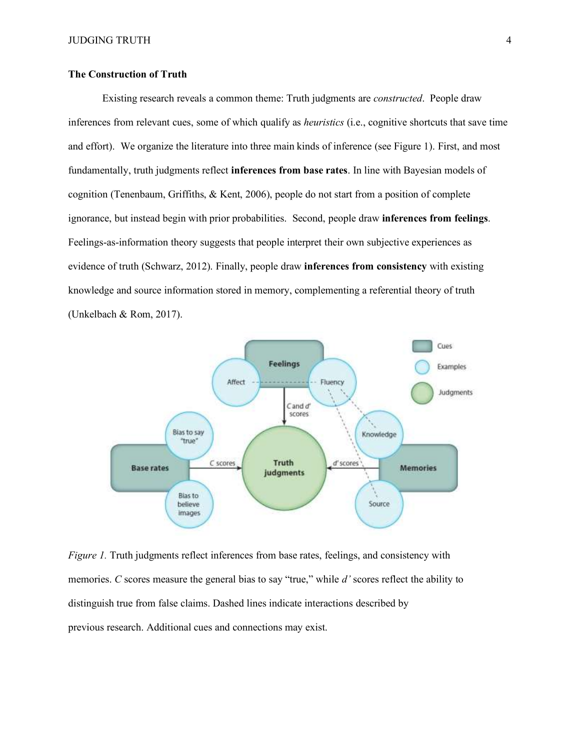### The Construction of Truth

Existing research reveals a common theme: Truth judgments are *constructed*. People draw inferences from relevant cues, some of which qualify as *heuristics* (i.e., cognitive shortcuts that save time and effort). We organize the literature into three main kinds of inference (see Figure 1). First, and most fundamentally, truth judgments reflect **inferences from base rates**. In line with Bayesian models of cognition (Tenenbaum, Griffiths, & Kent, 2006), people do not start from a position of complete ignorance, but instead begin with prior probabilities. Second, people draw **inferences from feelings**. Feelings-as-information theory suggests that people interpret their own subjective experiences as evidence of truth (Schwarz, 2012). Finally, people draw **inferences from consistency** with existing knowledge and source information stored in memory, complementing a referential theory of truth (Unkelbach & Rom, 2017).

*Figure 1.* Truth judgments reflect inferences from base rates, feelings, and consistency with memories. *C* scores measure the general bias to say "true," while *d'* scores reflect the ability to distinguish true from false claims. Dashed lines indicate interactions described by previous research. Additional cues and connections may exist.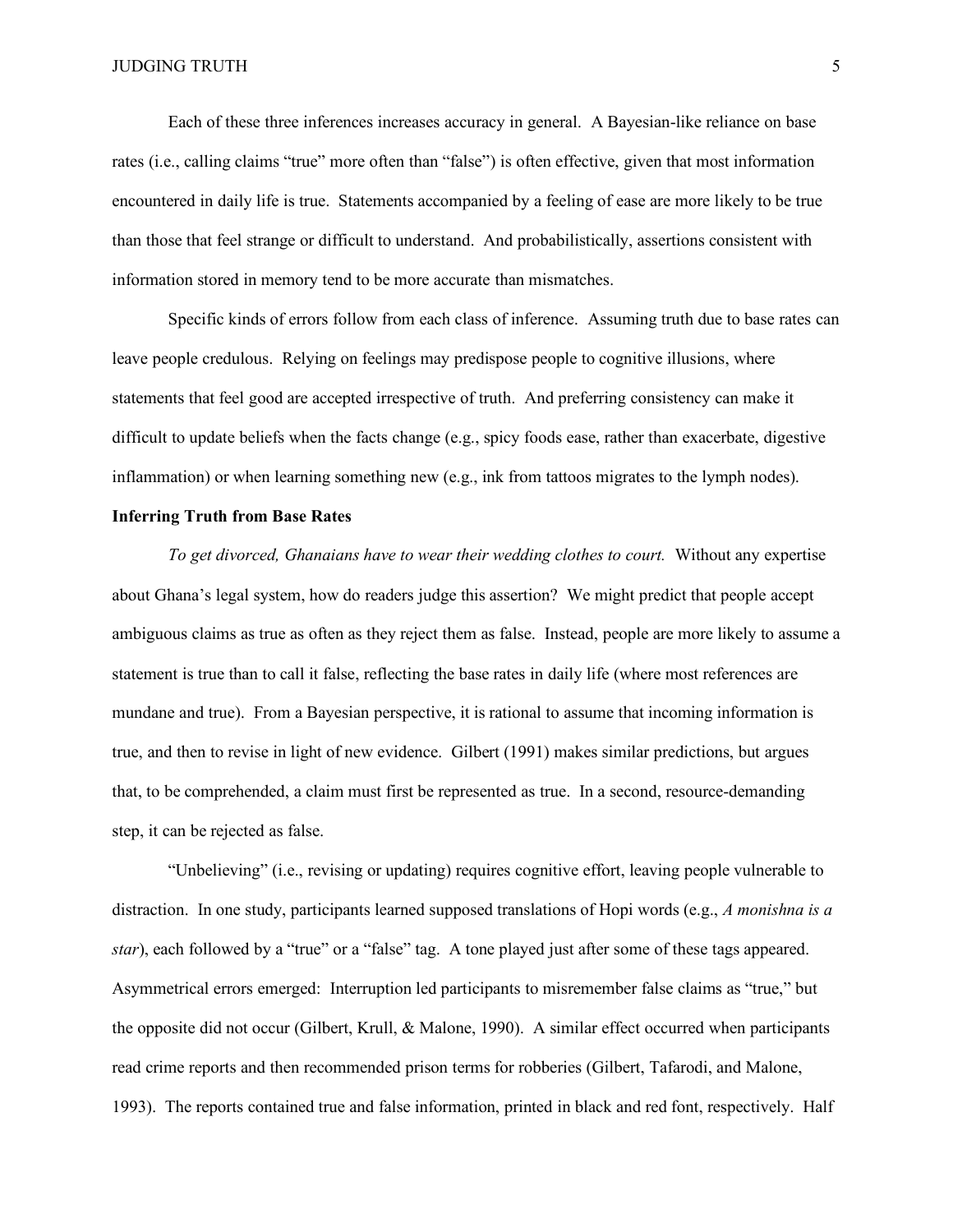Each of these three inferences increases accuracy in general. A Bayesian-like reliance on base rates (i.e., calling claims "true" more often than "false") is often effective, given that most information encountered in daily life is true. Statements accompanied by a feeling of ease are more likely to be true than those that feel strange or difficult to understand. And probabilistically, assertions consistent with information stored in memory tend to be more accurate than mismatches.

Specific kinds of errors follow from each class of inference. Assuming truth due to base rates can leave people credulous. Relying on feelings may predispose people to cognitive illusions, where statements that feel good are accepted irrespective of truth. And preferring consistency can make it difficult to update beliefs when the facts change (e.g., spicy foods ease, rather than exacerbate, digestive inflammation) or when learning something new (e.g., ink from tattoos migrates to the lymph nodes).

**Inferring Truth from Base Rates**

*To get divorced, Ghanaians have to wear their wedding clothes to court.* Without any expertise about Ghana's legal system, how do readers judge this assertion? We might predict that people accept ambiguous claims as true as often as they reject them as false. Instead, people are more likely to assume a statement is true than to call it false, reflecting the base rates in daily life (where most references are mundane and true). From a Bayesian perspective, it is rational to assume that incoming information is true, and then to revise in light of new evidence. Gilbert (1991) makes similar predictions, but argues that, to be comprehended, a claim must first be represented as true. In a second, resource-demanding step, it can be rejected as false.

"Unbelieving" (i.e., revising or updating) requires cognitive effort, leaving people vulnerable to distraction. In one study, participants learned supposed translations of Hopi words (e.g., *A monishna is a star*), each followed by a "true" or a "false" tag. A tone played just after some of these tags appeared. Asymmetrical errors emerged: Interruption led participants to misremember false claims as "true," but the opposite did not occur (Gilbert, Krull, & Malone, 1990). A similar effect occurred when participants read crime reports and then recommended prison terms for robberies (Gilbert, Tafarodi, and Malone, 1993). The reports contained true and false information, printed in black and red font, respectively. Half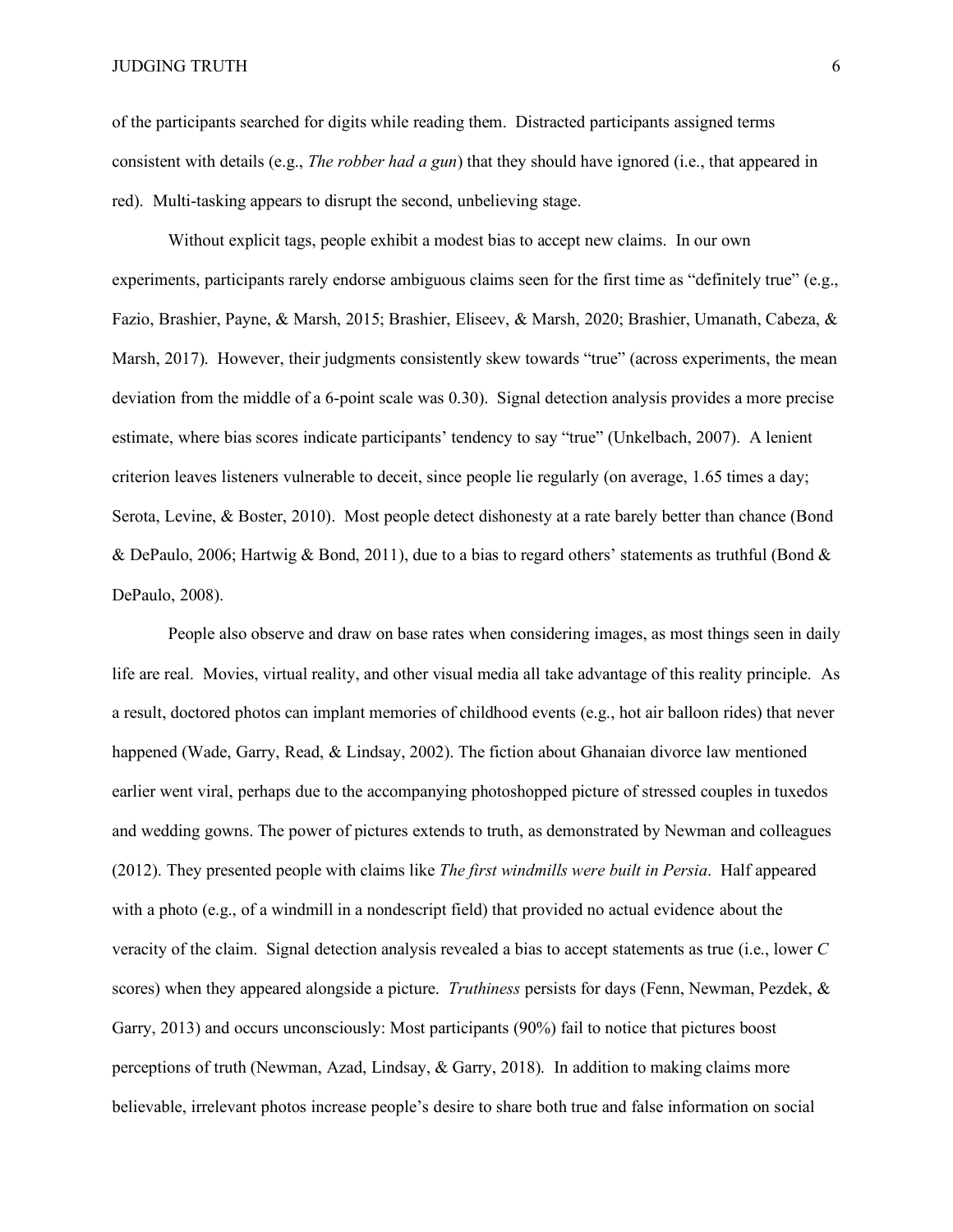of the participants searched for digits while reading them. Distracted participants assigned terms consistent with details (e.g., *The robber had a gun*) that they should have ignored (i.e., that appeared in red). Multi-tasking appears to disrupt the second, unbelieving stage.

Without explicit tags, people exhibit a modest bias to accept new claims. In our own experiments, participants rarely endorse ambiguous claims seen for the first time as "definitely true" (e.g., Fazio, Brashier, Payne, & Marsh, 2015; Brashier, Eliseev, & Marsh, 2020; Brashier, Umanath, Cabeza, & Marsh, 2017). However, their judgments consistently skew towards "true" (across experiments, the mean deviation from the middle of a 6-point scale was 0.30). Signal detection analysis provides a more precise estimate, where bias scores indicate participants' tendency to say "true" (Unkelbach, 2007). A lenient criterion leaves listeners vulnerable to deceit, since people lie regularly (on average, 1.65 times a day; Serota, Levine, & Boster, 2010). Most people detect dishonesty at a rate barely better than chance (Bond & DePaulo, 2006; Hartwig & Bond, 2011), due to a bias to regard others' statements as truthful (Bond & DePaulo, 2008).

People also observe and draw on base rates when considering images, as most things seen in daily life are real. Movies, virtual reality, and other visual media all take advantage of this reality principle. As a result, doctored photos can implant memories of childhood events (e.g., hot air balloon rides) that never happened (Wade, Garry, Read, & Lindsay, 2002). The fiction about Ghanaian divorce law mentioned earlier went viral, perhaps due to the accompanying photoshopped picture of stressed couples in tuxedos and wedding gowns. The power of pictures extends to truth, as demonstrated by Newman and colleagues (2012). They presented people with claims like *The first windmills were built in Persia*. Half appeared with a photo (e.g., of a windmill in a nondescript field) that provided no actual evidence about the veracity of the claim. Signal detection analysis revealed a bias to accept statements as true (i.e., lower *C* scores) when they appeared alongside a picture. *Truthiness* persists for days (Fenn, Newman, Pezdek, & Garry, 2013) and occurs unconsciously: Most participants (90%) fail to notice that pictures boost perceptions of truth (Newman, Azad, Lindsay, & Garry, 2018). In addition to making claims more believable, irrelevant photos increase people's desire to share both true and false information on social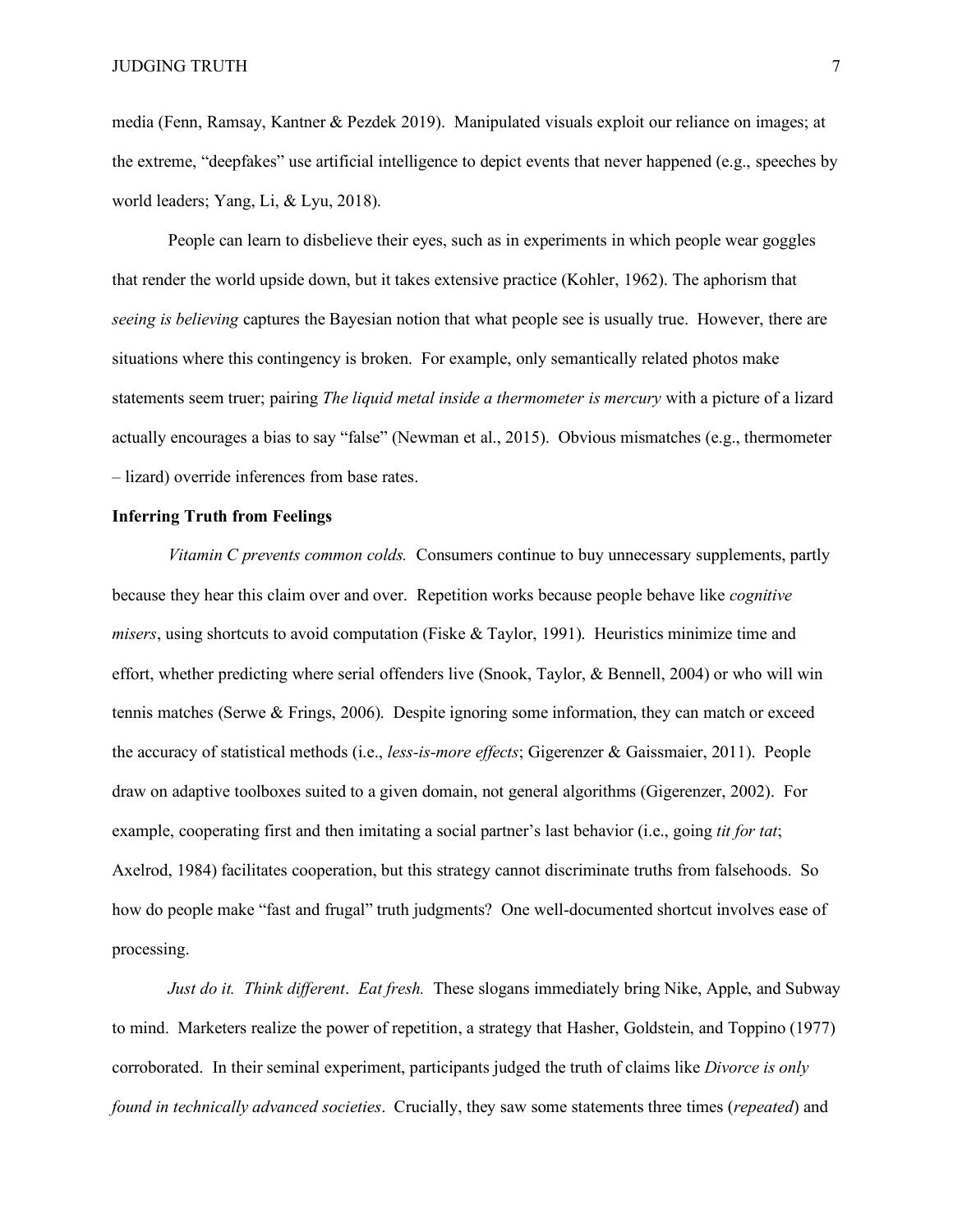media (Fenn, Ramsay, Kantner & Pezdek 2019). Manipulated visuals exploit our reliance on images; at the extreme, "deepfakes" use artificial intelligence to depict events that never happened (e.g., speeches by world leaders; Yang, Li, & Lyu, 2018).

People can learn to disbelieve their eyes, such as in experiments in which people wear goggles that render the world upside down, but it takes extensive practice (Kohler, 1962). The aphorism that *seeing is believing* captures the Bayesian notion that what people see is usually true. However, there are situations where this contingency is broken. For example, only semantically related photos make statements seem truer; pairing *The liquid metal inside a thermometer is mercury* with a picture of a lizard actually encourages a bias to say "false" (Newman et al., 2015). Obvious mismatches (e.g., thermometer – lizard) override inferences from base rates.

**Inferring Truth from Feelings**

*Vitamin C prevents common colds.* Consumers continue to buy unnecessary supplements, partly because they hear this claim over and over. Repetition works because people behave like *cognitive misers*, using shortcuts to avoid computation (Fiske & Taylor, 1991). Heuristics minimize time and effort, whether predicting where serial offenders live (Snook, Taylor, & Bennell, 2004) or who will win tennis matches (Serwe & Frings, 2006). Despite ignoring some information, they can match or exceed the accuracy of statistical methods (i.e., *less-is-more effects*; Gigerenzer & Gaissmaier, 2011). People draw on adaptive toolboxes suited to a given domain, not general algorithms (Gigerenzer, 2002). For example, cooperating first and then imitating a social partner's last behavior (i.e., going *tit for tat*; Axelrod, 1984) facilitates cooperation, but this strategy cannot discriminate truths from falsehoods. So how do people make "fast and frugal" truth judgments? One well-documented shortcut involves ease of processing.

*Just do it. Think different*. *Eat fresh.* These slogans immediately bring Nike, Apple, and Subway to mind. Marketers realize the power of repetition, a strategy that Hasher, Goldstein, and Toppino (1977) corroborated. In their seminal experiment, participants judged the truth of claims like *Divorce is only found in technically advanced societies*. Crucially, they saw some statements three times (*repeated*) and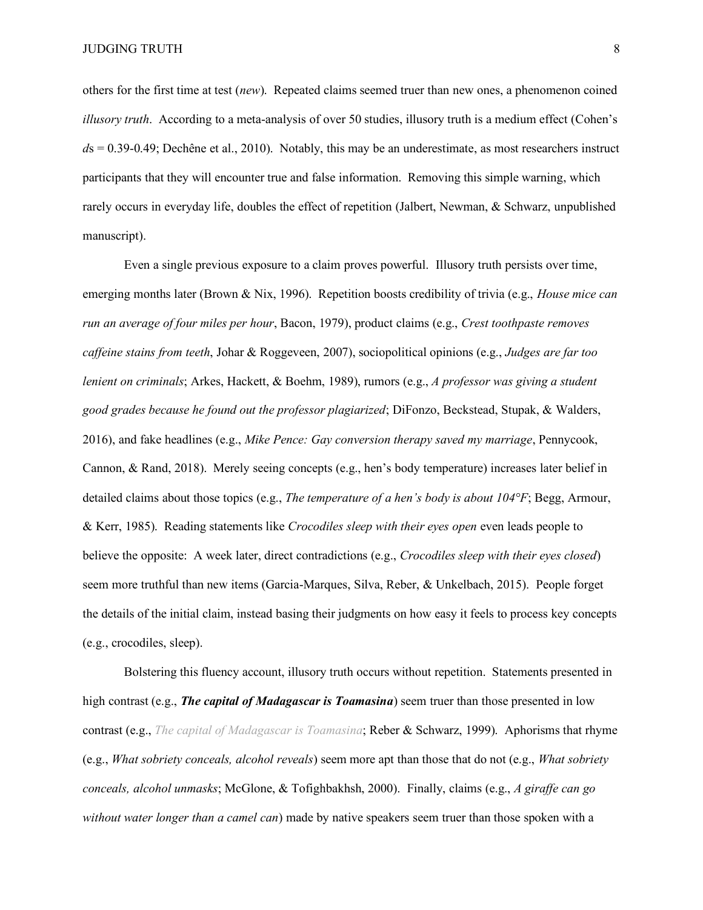others for the first time at test (*new*). Repeated claims seemed truer than new ones, a phenomenon coined *illusory truth*. According to a meta-analysis of over 50 studies, illusory truth is a medium effect (Cohen's *d*s = 0.39-0.49; Dechêne et al., 2010). Notably, this may be an underestimate, as most researchers instruct participants that they will encounter true and false information. Removing this simple warning, which rarely occurs in everyday life, doubles the effect of repetition (Jalbert, Newman, & Schwarz, unpublished manuscript).

Even a single previous exposure to a claim proves powerful. Illusory truth persists over time, emerging months later (Brown & Nix, 1996). Repetition boosts credibility of trivia (e.g., *House mice can run an average of four miles per hour*, Bacon, 1979), product claims (e.g., *Crest toothpaste removes caffeine stains from teeth*, Johar & Roggeveen, 2007), sociopolitical opinions (e.g., *Judges are far too lenient on criminals*; Arkes, Hackett, & Boehm, 1989), rumors (e.g., *A professor was giving a student good grades because he found out the professor plagiarized*; DiFonzo, Beckstead, Stupak, & Walders, 2016), and fake headlines (e.g., *Mike Pence: Gay conversion therapy saved my marriage*, Pennycook, Cannon, & Rand, 2018). Merely seeing concepts (e.g., hen's body temperature) increases later belief in detailed claims about those topics (e.g., *The temperature of a hen's body is about 104°F*; Begg, Armour, & Kerr, 1985). Reading statements like *Crocodiles sleep with their eyes open* even leads people to believe the opposite: A week later, direct contradictions (e.g., *Crocodiles sleep with their eyes closed*) seem more truthful than new items (Garcia-Marques, Silva, Reber, & Unkelbach, 2015). People forget the details of the initial claim, instead basing their judgments on how easy it feels to process key concepts (e.g., crocodiles, sleep).

Bolstering this fluency account, illusory truth occurs without repetition. Statements presented in high contrast (e.g., ***The capital of Madagascar is Toamasina***) seem truer than those presented in low contrast (e.g., *The capital of Madagascar is Toamasina*; Reber & Schwarz, 1999). Aphorisms that rhyme (e.g., *What sobriety conceals, alcohol reveals*) seem more apt than those that do not (e.g., *What sobriety conceals, alcohol unmasks*; McGlone, & Tofighbakhsh, 2000). Finally, claims (e.g., *A giraffe can go without water longer than a camel can*) made by native speakers seem truer than those spoken with a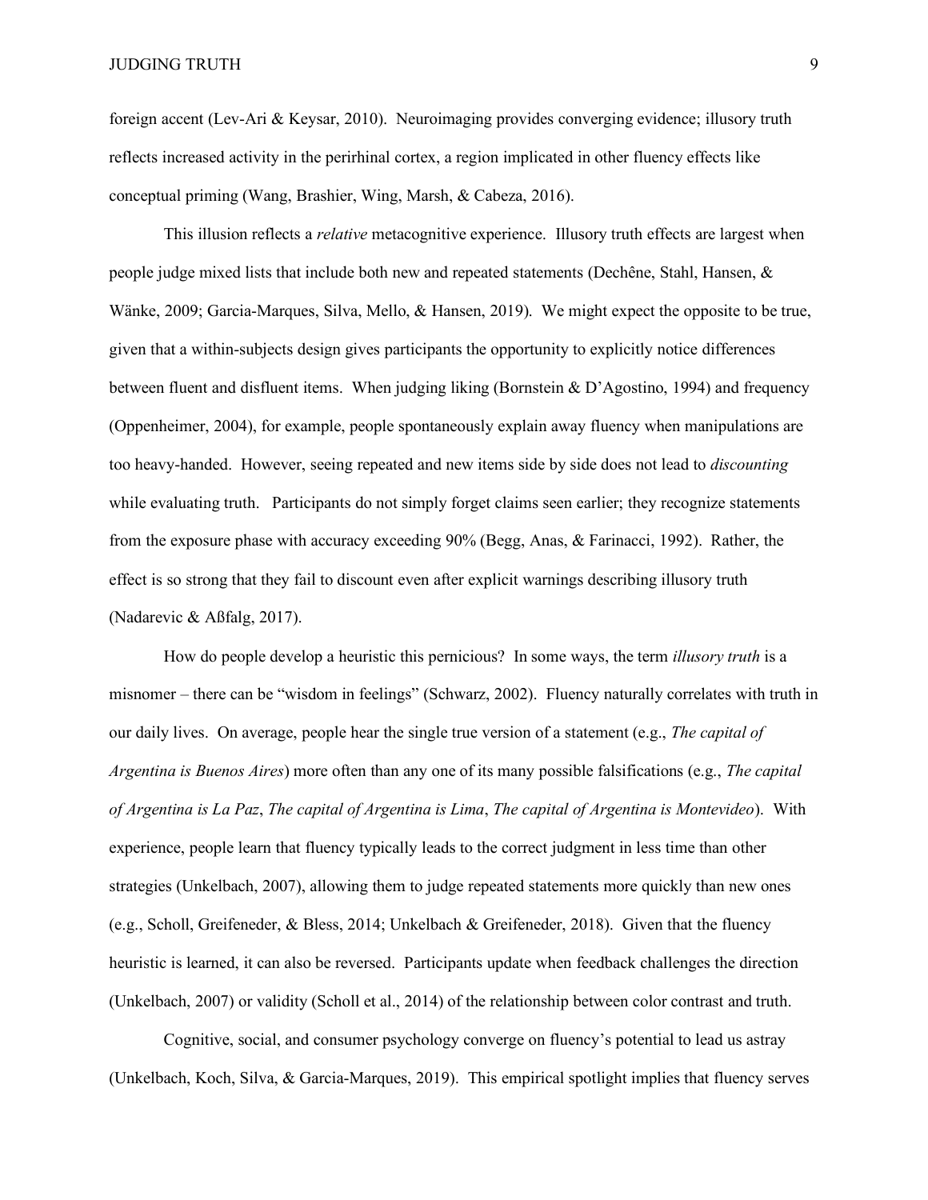foreign accent (Lev-Ari & Keysar, 2010). Neuroimaging provides converging evidence; illusory truth reflects increased activity in the perirhinal cortex, a region implicated in other fluency effects like conceptual priming (Wang, Brashier, Wing, Marsh, & Cabeza, 2016).

This illusion reflects a *relative* metacognitive experience. Illusory truth effects are largest when people judge mixed lists that include both new and repeated statements (Dechêne, Stahl, Hansen, & Wänke, 2009; Garcia-Marques, Silva, Mello, & Hansen, 2019). We might expect the opposite to be true, given that a within-subjects design gives participants the opportunity to explicitly notice differences between fluent and disfluent items. When judging liking (Bornstein & D'Agostino, 1994) and frequency (Oppenheimer, 2004), for example, people spontaneously explain away fluency when manipulations are too heavy-handed. However, seeing repeated and new items side by side does not lead to *discounting* while evaluating truth. Participants do not simply forget claims seen earlier; they recognize statements from the exposure phase with accuracy exceeding 90% (Begg, Anas, & Farinacci, 1992). Rather, the effect is so strong that they fail to discount even after explicit warnings describing illusory truth (Nadarevic & Aßfalg, 2017).

How do people develop a heuristic this pernicious? In some ways, the term *illusory truth* is a misnomer – there can be "wisdom in feelings" (Schwarz, 2002). Fluency naturally correlates with truth in our daily lives. On average, people hear the single true version of a statement (e.g., *The capital of Argentina is Buenos Aires*) more often than any one of its many possible falsifications (e.g., *The capital of Argentina is La Paz*, *The capital of Argentina is Lima*, *The capital of Argentina is Montevideo*). With experience, people learn that fluency typically leads to the correct judgment in less time than other strategies (Unkelbach, 2007), allowing them to judge repeated statements more quickly than new ones (e.g., Scholl, Greifeneder, & Bless, 2014; Unkelbach & Greifeneder, 2018). Given that the fluency heuristic is learned, it can also be reversed. Participants update when feedback challenges the direction (Unkelbach, 2007) or validity (Scholl et al., 2014) of the relationship between color contrast and truth.

Cognitive, social, and consumer psychology converge on fluency's potential to lead us astray (Unkelbach, Koch, Silva, & Garcia-Marques, 2019). This empirical spotlight implies that fluency serves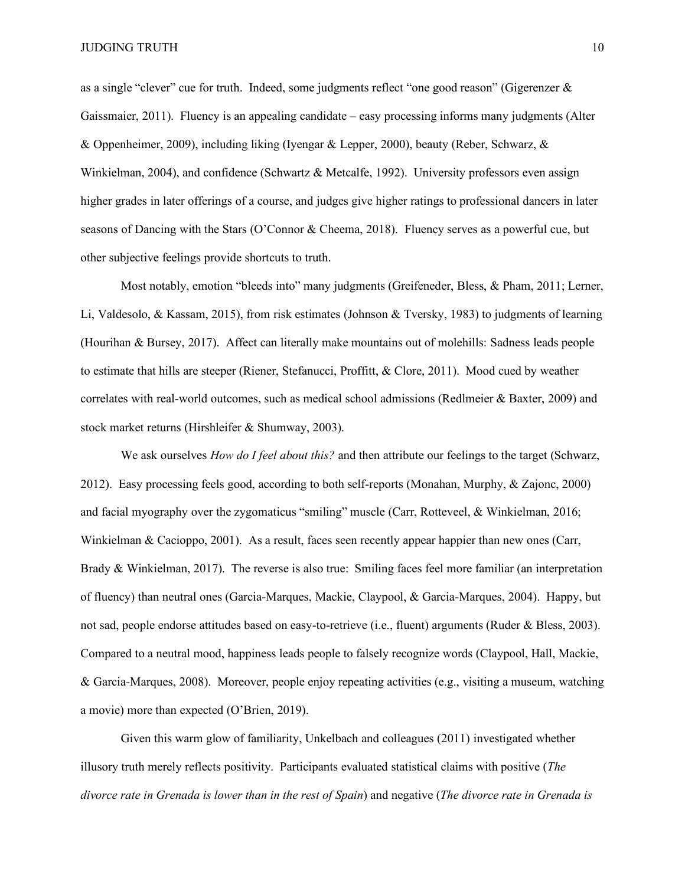as a single "clever" cue for truth. Indeed, some judgments reflect "one good reason" (Gigerenzer & Gaissmaier, 2011). Fluency is an appealing candidate – easy processing informs many judgments (Alter & Oppenheimer, 2009), including liking (Iyengar & Lepper, 2000), beauty (Reber, Schwarz, & Winkielman, 2004), and confidence (Schwartz & Metcalfe, 1992). University professors even assign higher grades in later offerings of a course, and judges give higher ratings to professional dancers in later seasons of Dancing with the Stars (O'Connor & Cheema, 2018). Fluency serves as a powerful cue, but other subjective feelings provide shortcuts to truth.

Most notably, emotion "bleeds into" many judgments (Greifeneder, Bless, & Pham, 2011; Lerner, Li, Valdesolo, & Kassam, 2015), from risk estimates (Johnson & Tversky, 1983) to judgments of learning (Hourihan & Bursey, 2017). Affect can literally make mountains out of molehills: Sadness leads people to estimate that hills are steeper (Riener, Stefanucci, Proffitt, & Clore, 2011). Mood cued by weather correlates with real-world outcomes, such as medical school admissions (Redlmeier & Baxter, 2009) and stock market returns (Hirshleifer & Shumway, 2003).

We ask ourselves *How do I feel about this?* and then attribute our feelings to the target (Schwarz, 2012). Easy processing feels good, according to both self-reports (Monahan, Murphy, & Zajonc, 2000) and facial myography over the zygomaticus "smiling" muscle (Carr, Rotteveel, & Winkielman, 2016; Winkielman & Cacioppo, 2001). As a result, faces seen recently appear happier than new ones (Carr, Brady & Winkielman, 2017). The reverse is also true: Smiling faces feel more familiar (an interpretation of fluency) than neutral ones (Garcia-Marques, Mackie, Claypool, & Garcia-Marques, 2004). Happy, but not sad, people endorse attitudes based on easy-to-retrieve (i.e., fluent) arguments (Ruder & Bless, 2003). Compared to a neutral mood, happiness leads people to falsely recognize words (Claypool, Hall, Mackie, & Garcia-Marques, 2008). Moreover, people enjoy repeating activities (e.g., visiting a museum, watching a movie) more than expected (O'Brien, 2019).

Given this warm glow of familiarity, Unkelbach and colleagues (2011) investigated whether illusory truth merely reflects positivity. Participants evaluated statistical claims with positive (*The divorce rate in Grenada is lower than in the rest of Spain*) and negative (*The divorce rate in Grenada is*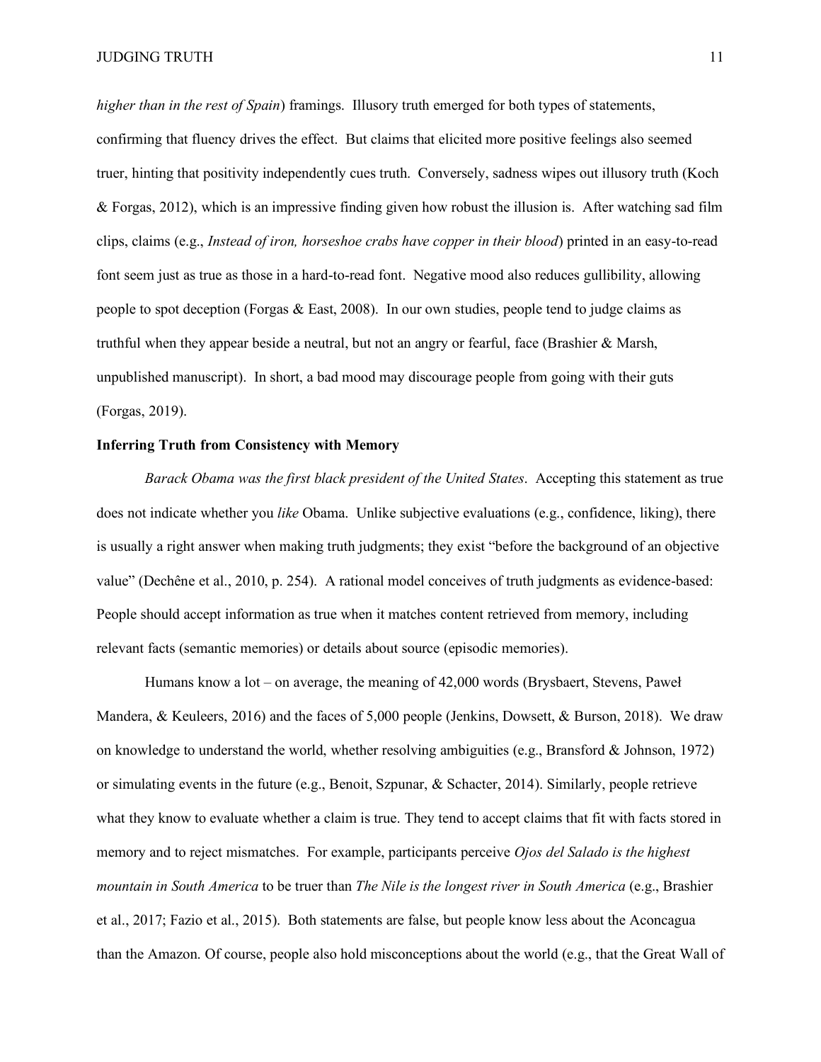*higher than in the rest of Spain*) framings. Illusory truth emerged for both types of statements, confirming that fluency drives the effect. But claims that elicited more positive feelings also seemed truer, hinting that positivity independently cues truth. Conversely, sadness wipes out illusory truth (Koch & Forgas, 2012), which is an impressive finding given how robust the illusion is. After watching sad film clips, claims (e.g., *Instead of iron, horseshoe crabs have copper in their blood*) printed in an easy-to-read font seem just as true as those in a hard-to-read font. Negative mood also reduces gullibility, allowing people to spot deception (Forgas & East, 2008). In our own studies, people tend to judge claims as truthful when they appear beside a neutral, but not an angry or fearful, face (Brashier & Marsh, unpublished manuscript). In short, a bad mood may discourage people from going with their guts (Forgas, 2019).

**Inferring Truth from Consistency with Memory**

*Barack Obama was the first black president of the United States*. Accepting this statement as true does not indicate whether you *like* Obama. Unlike subjective evaluations (e.g., confidence, liking), there is usually a right answer when making truth judgments; they exist "before the background of an objective value" (Dechêne et al., 2010, p. 254). A rational model conceives of truth judgments as evidence-based: People should accept information as true when it matches content retrieved from memory, including relevant facts (semantic memories) or details about source (episodic memories).

Humans know a lot – on average, the meaning of 42,000 words (Brysbaert, Stevens, Paweł Mandera, & Keuleers, 2016) and the faces of 5,000 people (Jenkins, Dowsett, & Burson, 2018). We draw on knowledge to understand the world, whether resolving ambiguities (e.g., Bransford & Johnson, 1972) or simulating events in the future (e.g., Benoit, Szpunar, & Schacter, 2014). Similarly, people retrieve what they know to evaluate whether a claim is true. They tend to accept claims that fit with facts stored in memory and to reject mismatches. For example, participants perceive *Ojos del Salado is the highest mountain in South America* to be truer than *The Nile is the longest river in South America* (e.g., Brashier et al., 2017; Fazio et al., 2015). Both statements are false, but people know less about the Aconcagua than the Amazon. Of course, people also hold misconceptions about the world (e.g., that the Great Wall of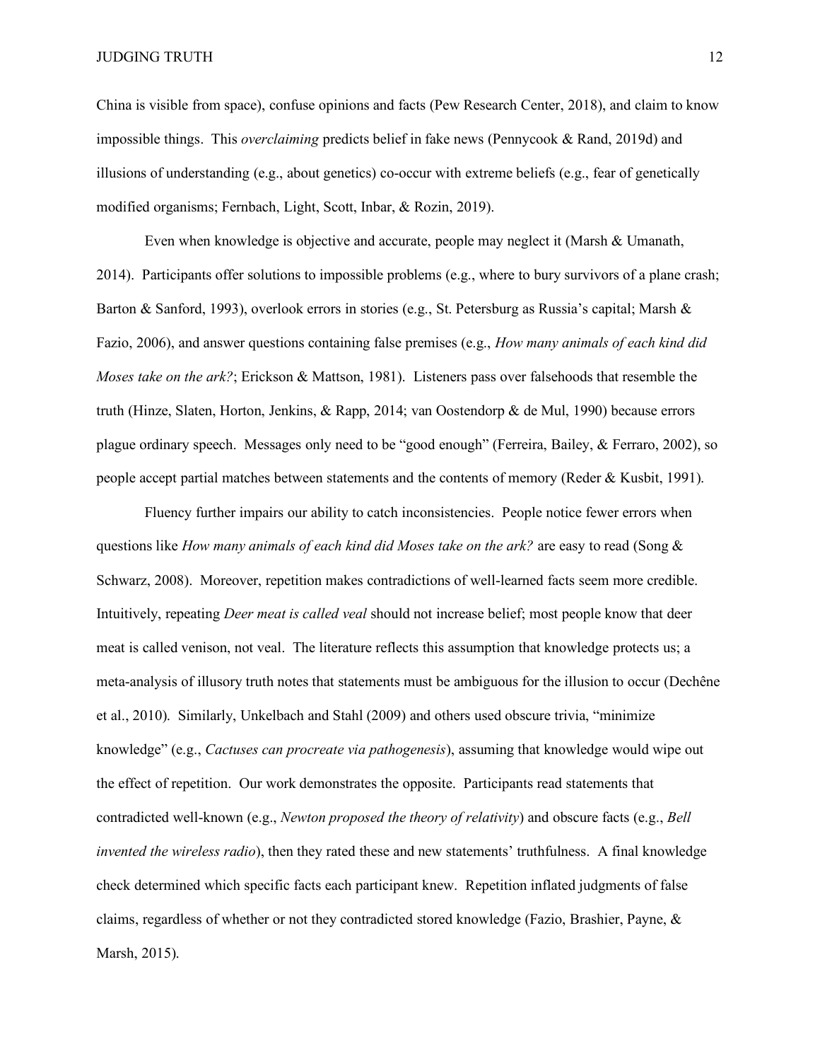China is visible from space), confuse opinions and facts (Pew Research Center, 2018), and claim to know impossible things. This *overclaiming* predicts belief in fake news (Pennycook & Rand, 2019d) and illusions of understanding (e.g., about genetics) co-occur with extreme beliefs (e.g., fear of genetically modified organisms; Fernbach, Light, Scott, Inbar, & Rozin, 2019).

Even when knowledge is objective and accurate, people may neglect it (Marsh & Umanath, 2014). Participants offer solutions to impossible problems (e.g., where to bury survivors of a plane crash; Barton & Sanford, 1993), overlook errors in stories (e.g., St. Petersburg as Russia's capital; Marsh & Fazio, 2006), and answer questions containing false premises (e.g., *How many animals of each kind did Moses take on the ark?*; Erickson & Mattson, 1981). Listeners pass over falsehoods that resemble the truth (Hinze, Slaten, Horton, Jenkins, & Rapp, 2014; van Oostendorp & de Mul, 1990) because errors plague ordinary speech. Messages only need to be "good enough" (Ferreira, Bailey, & Ferraro, 2002), so people accept partial matches between statements and the contents of memory (Reder & Kusbit, 1991).

Fluency further impairs our ability to catch inconsistencies. People notice fewer errors when questions like *How many animals of each kind did Moses take on the ark?* are easy to read (Song & Schwarz, 2008). Moreover, repetition makes contradictions of well-learned facts seem more credible. Intuitively, repeating *Deer meat is called veal* should not increase belief; most people know that deer meat is called venison, not veal. The literature reflects this assumption that knowledge protects us; a meta-analysis of illusory truth notes that statements must be ambiguous for the illusion to occur (Dechêne et al., 2010). Similarly, Unkelbach and Stahl (2009) and others used obscure trivia, "minimize knowledge" (e.g., *Cactuses can procreate via pathogenesis*), assuming that knowledge would wipe out the effect of repetition. Our work demonstrates the opposite. Participants read statements that contradicted well-known (e.g., *Newton proposed the theory of relativity*) and obscure facts (e.g., *Bell invented the wireless radio*), then they rated these and new statements' truthfulness. A final knowledge check determined which specific facts each participant knew. Repetition inflated judgments of false claims, regardless of whether or not they contradicted stored knowledge (Fazio, Brashier, Payne, & Marsh, 2015).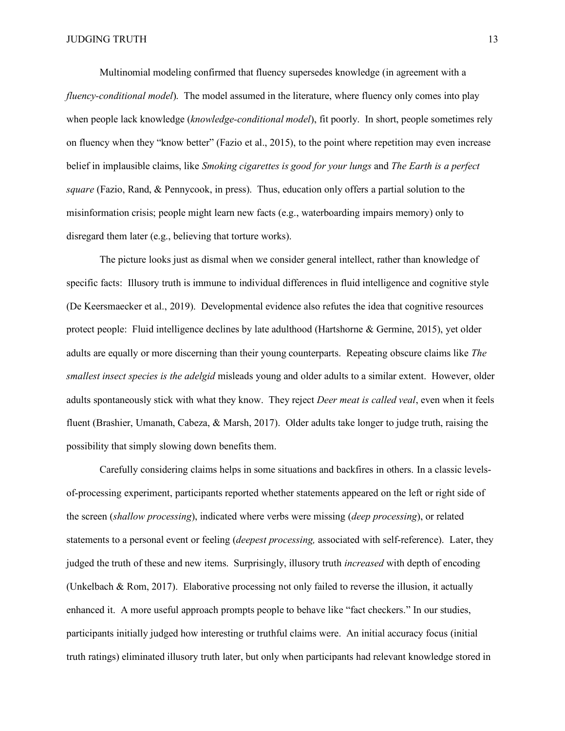Multinomial modeling confirmed that fluency supersedes knowledge (in agreement with a *fluency-conditional model*). The model assumed in the literature, where fluency only comes into play when people lack knowledge (*knowledge-conditional model*), fit poorly. In short, people sometimes rely on fluency when they "know better" (Fazio et al., 2015), to the point where repetition may even increase belief in implausible claims, like *Smoking cigarettes is good for your lungs* and *The Earth is a perfect square* (Fazio, Rand, & Pennycook, in press). Thus, education only offers a partial solution to the misinformation crisis; people might learn new facts (e.g., waterboarding impairs memory) only to disregard them later (e.g., believing that torture works).

The picture looks just as dismal when we consider general intellect, rather than knowledge of specific facts: Illusory truth is immune to individual differences in fluid intelligence and cognitive style (De Keersmaecker et al., 2019). Developmental evidence also refutes the idea that cognitive resources protect people: Fluid intelligence declines by late adulthood (Hartshorne & Germine, 2015), yet older adults are equally or more discerning than their young counterparts. Repeating obscure claims like *The smallest insect species is the adelgid* misleads young and older adults to a similar extent. However, older adults spontaneously stick with what they know. They reject *Deer meat is called veal*, even when it feels fluent (Brashier, Umanath, Cabeza, & Marsh, 2017). Older adults take longer to judge truth, raising the possibility that simply slowing down benefits them.

Carefully considering claims helps in some situations and backfires in others. In a classic levels-of-processing experiment, participants reported whether statements appeared on the left or right side of the screen (*shallow processing*), indicated where verbs were missing (*deep processing*), or related statements to a personal event or feeling (*deepest processing,* associated with self-reference). Later, they judged the truth of these and new items. Surprisingly, illusory truth *increased* with depth of encoding (Unkelbach & Rom, 2017). Elaborative processing not only failed to reverse the illusion, it actually enhanced it. A more useful approach prompts people to behave like "fact checkers." In our studies, participants initially judged how interesting or truthful claims were. An initial accuracy focus (initial truth ratings) eliminated illusory truth later, but only when participants had relevant knowledge stored in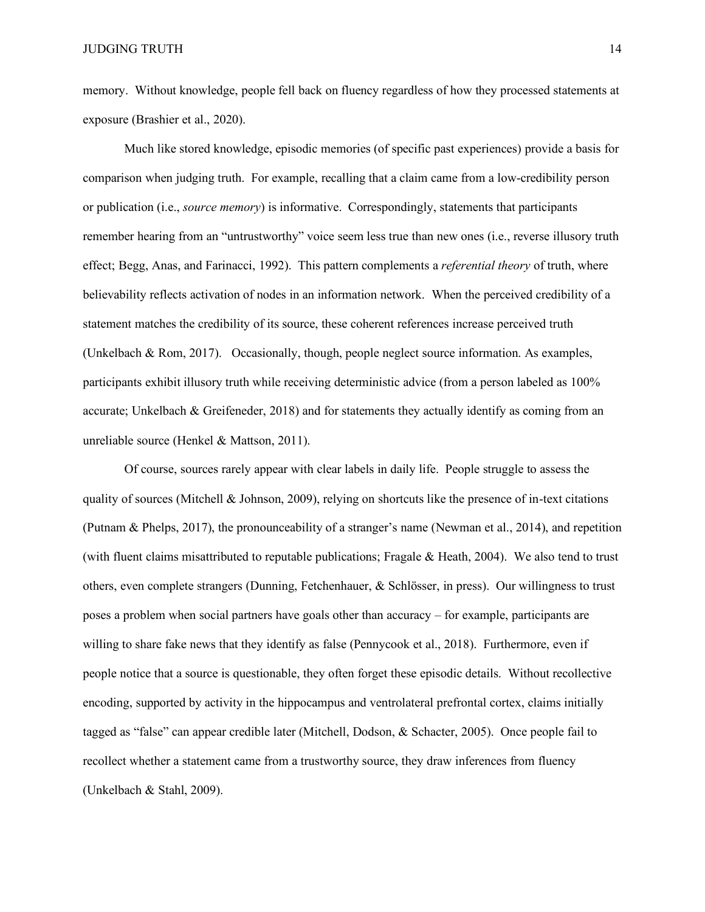memory. Without knowledge, people fell back on fluency regardless of how they processed statements at exposure (Brashier et al., 2020).

Much like stored knowledge, episodic memories (of specific past experiences) provide a basis for comparison when judging truth. For example, recalling that a claim came from a low-credibility person or publication (i.e., *source memory*) is informative. Correspondingly, statements that participants remember hearing from an "untrustworthy" voice seem less true than new ones (i.e., reverse illusory truth effect; Begg, Anas, and Farinacci, 1992). This pattern complements a *referential theory* of truth, where believability reflects activation of nodes in an information network. When the perceived credibility of a statement matches the credibility of its source, these coherent references increase perceived truth (Unkelbach & Rom, 2017). Occasionally, though, people neglect source information. As examples, participants exhibit illusory truth while receiving deterministic advice (from a person labeled as 100% accurate; Unkelbach & Greifeneder, 2018) and for statements they actually identify as coming from an unreliable source (Henkel & Mattson, 2011).

Of course, sources rarely appear with clear labels in daily life. People struggle to assess the quality of sources (Mitchell & Johnson, 2009), relying on shortcuts like the presence of in-text citations (Putnam & Phelps, 2017), the pronounceability of a stranger's name (Newman et al., 2014), and repetition (with fluent claims misattributed to reputable publications; Fragale & Heath, 2004). We also tend to trust others, even complete strangers (Dunning, Fetchenhauer, & Schlösser, in press). Our willingness to trust poses a problem when social partners have goals other than accuracy – for example, participants are willing to share fake news that they identify as false (Pennycook et al., 2018). Furthermore, even if people notice that a source is questionable, they often forget these episodic details. Without recollective encoding, supported by activity in the hippocampus and ventrolateral prefrontal cortex, claims initially tagged as "false" can appear credible later (Mitchell, Dodson, & Schacter, 2005). Once people fail to recollect whether a statement came from a trustworthy source, they draw inferences from fluency (Unkelbach & Stahl, 2009).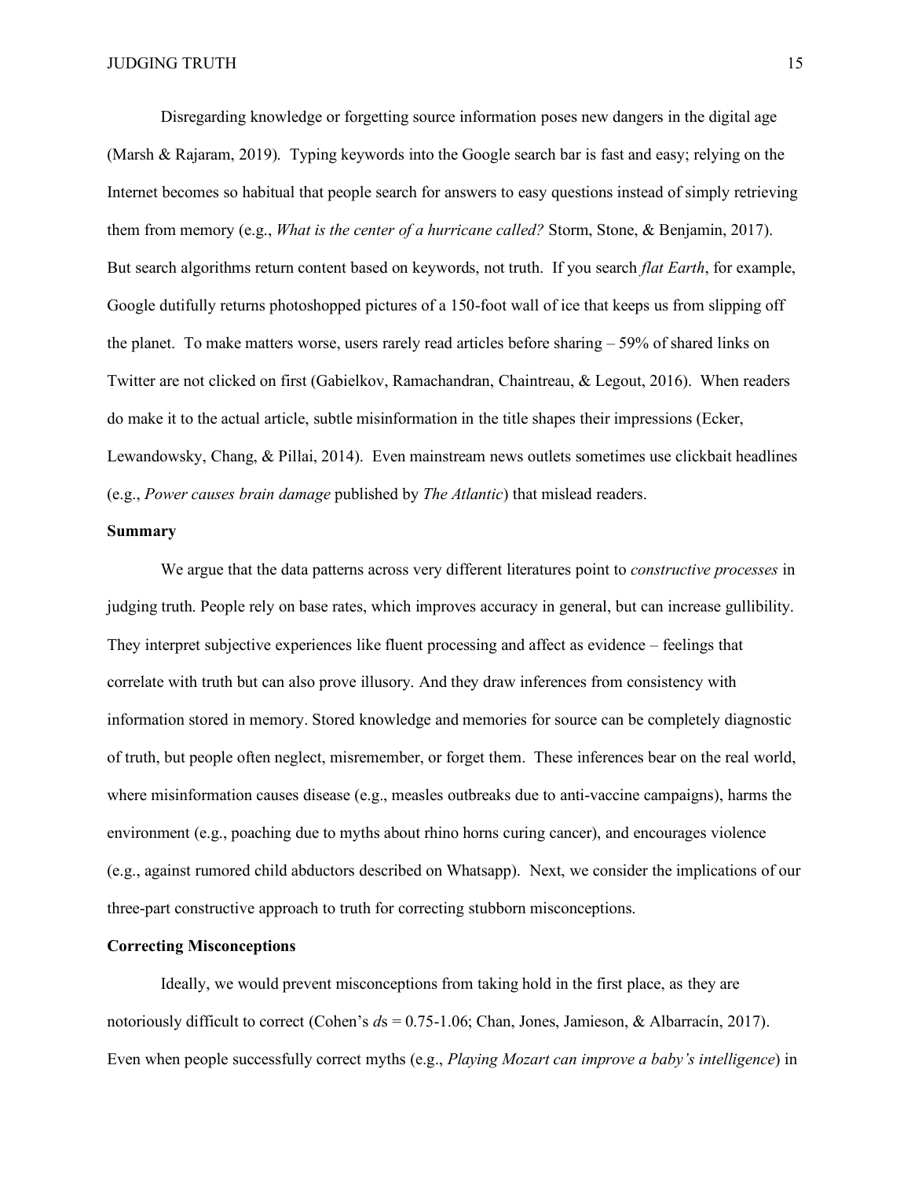Disregarding knowledge or forgetting source information poses new dangers in the digital age (Marsh & Rajaram, 2019). Typing keywords into the Google search bar is fast and easy; relying on the Internet becomes so habitual that people search for answers to easy questions instead of simply retrieving them from memory (e.g., *What is the center of a hurricane called?* Storm, Stone, & Benjamin, 2017). But search algorithms return content based on keywords, not truth. If you search *flat Earth*, for example, Google dutifully returns photoshopped pictures of a 150-foot wall of ice that keeps us from slipping off the planet. To make matters worse, users rarely read articles before sharing – 59% of shared links on Twitter are not clicked on first (Gabielkov, Ramachandran, Chaintreau, & Legout, 2016). When readers do make it to the actual article, subtle misinformation in the title shapes their impressions (Ecker, Lewandowsky, Chang, & Pillai, 2014). Even mainstream news outlets sometimes use clickbait headlines (e.g., *Power causes brain damage* published by *The Atlantic*) that mislead readers.

## Summary

We argue that the data patterns across very different literatures point to *constructive processes* in judging truth. People rely on base rates, which improves accuracy in general, but can increase gullibility. They interpret subjective experiences like fluent processing and affect as evidence – feelings that correlate with truth but can also prove illusory. And they draw inferences from consistency with information stored in memory. Stored knowledge and memories for source can be completely diagnostic of truth, but people often neglect, misremember, or forget them. These inferences bear on the real world, where misinformation causes disease (e.g., measles outbreaks due to anti-vaccine campaigns), harms the environment (e.g., poaching due to myths about rhino horns curing cancer), and encourages violence (e.g., against rumored child abductors described on Whatsapp). Next, we consider the implications of our three-part constructive approach to truth for correcting stubborn misconceptions.

## Correcting Misconceptions

Ideally, we would prevent misconceptions from taking hold in the first place, as they are notoriously difficult to correct (Cohen's *d*s = 0.75-1.06; Chan, Jones, Jamieson, & Albarracín, 2017). Even when people successfully correct myths (e.g., *Playing Mozart can improve a baby's intelligence*) in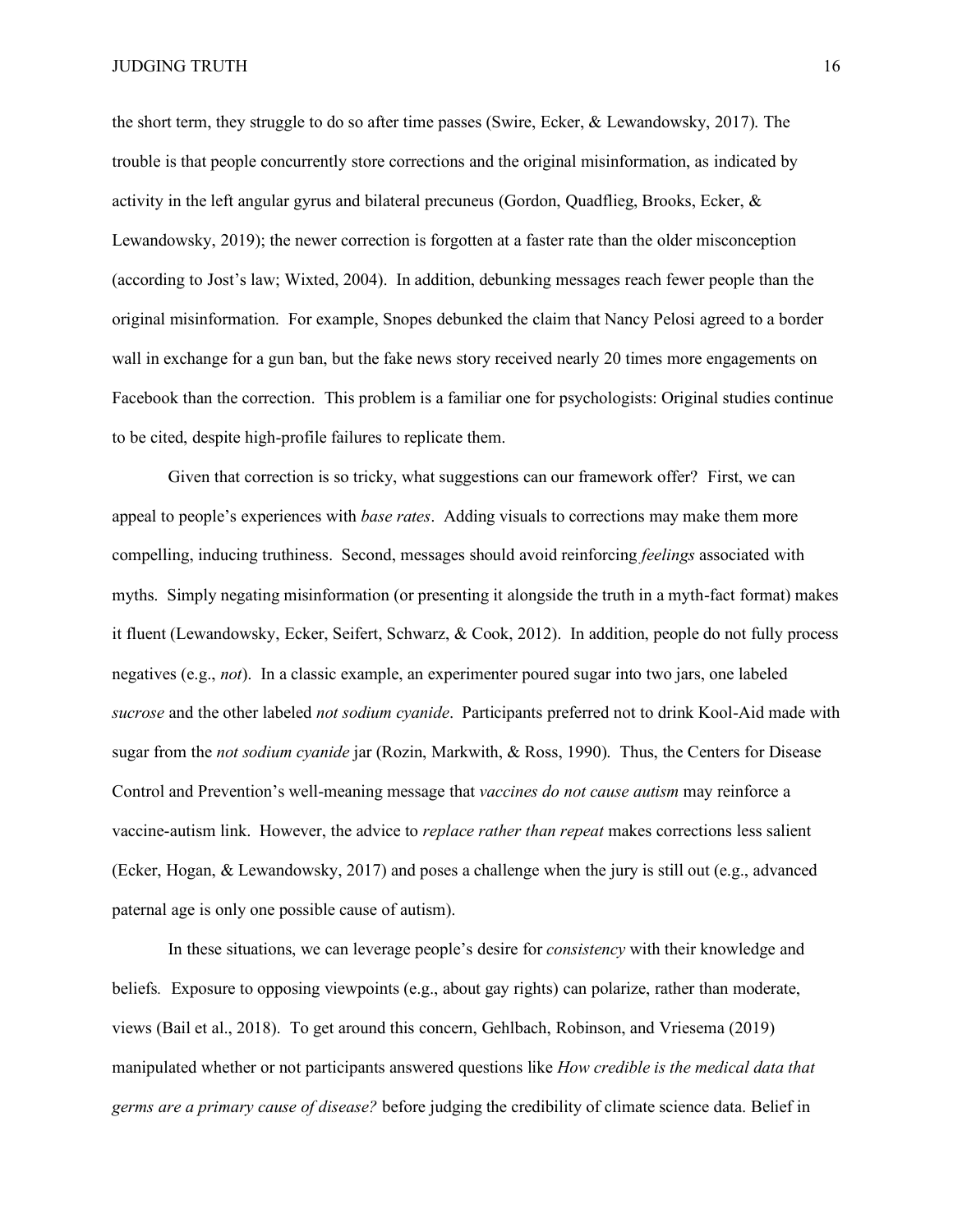the short term, they struggle to do so after time passes (Swire, Ecker, & Lewandowsky, 2017). The trouble is that people concurrently store corrections and the original misinformation, as indicated by activity in the left angular gyrus and bilateral precuneus (Gordon, Quadflieg, Brooks, Ecker, & Lewandowsky, 2019); the newer correction is forgotten at a faster rate than the older misconception (according to Jost's law; Wixted, 2004). In addition, debunking messages reach fewer people than the original misinformation. For example, Snopes debunked the claim that Nancy Pelosi agreed to a border wall in exchange for a gun ban, but the fake news story received nearly 20 times more engagements on Facebook than the correction. This problem is a familiar one for psychologists: Original studies continue to be cited, despite high-profile failures to replicate them.

Given that correction is so tricky, what suggestions can our framework offer? First, we can appeal to people's experiences with *base rates*. Adding visuals to corrections may make them more compelling, inducing truthiness. Second, messages should avoid reinforcing *feelings* associated with myths. Simply negating misinformation (or presenting it alongside the truth in a myth-fact format) makes it fluent (Lewandowsky, Ecker, Seifert, Schwarz, & Cook, 2012). In addition, people do not fully process negatives (e.g., *not*). In a classic example, an experimenter poured sugar into two jars, one labeled *sucrose* and the other labeled *not sodium cyanide*. Participants preferred not to drink Kool-Aid made with sugar from the *not sodium cyanide* jar (Rozin, Markwith, & Ross, 1990). Thus, the Centers for Disease Control and Prevention's well-meaning message that *vaccines do not cause autism* may reinforce a vaccine-autism link. However, the advice to *replace rather than repeat* makes corrections less salient (Ecker, Hogan, & Lewandowsky, 2017) and poses a challenge when the jury is still out (e.g., advanced paternal age is only one possible cause of autism).

In these situations, we can leverage people's desire for *consistency* with their knowledge and beliefs. Exposure to opposing viewpoints (e.g., about gay rights) can polarize, rather than moderate, views (Bail et al., 2018). To get around this concern, Gehlbach, Robinson, and Vriesema (2019) manipulated whether or not participants answered questions like *How credible is the medical data that germs are a primary cause of disease?* before judging the credibility of climate science data. Belief in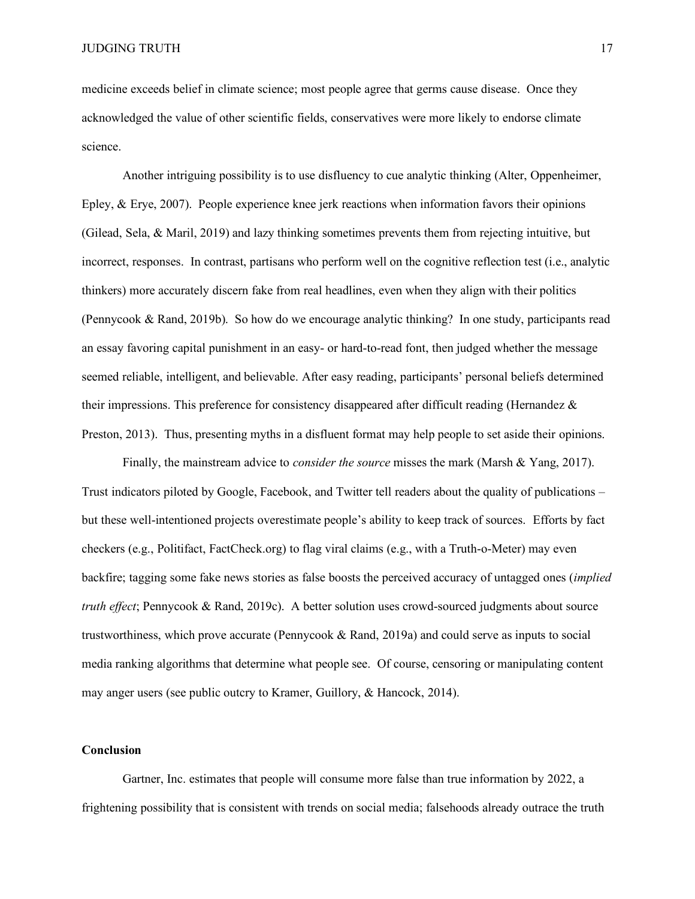medicine exceeds belief in climate science; most people agree that germs cause disease. Once they acknowledged the value of other scientific fields, conservatives were more likely to endorse climate science.

Another intriguing possibility is to use disfluency to cue analytic thinking (Alter, Oppenheimer, Epley, & Erye, 2007). People experience knee jerk reactions when information favors their opinions (Gilead, Sela, & Maril, 2019) and lazy thinking sometimes prevents them from rejecting intuitive, but incorrect, responses. In contrast, partisans who perform well on the cognitive reflection test (i.e., analytic thinkers) more accurately discern fake from real headlines, even when they align with their politics (Pennycook & Rand, 2019b). So how do we encourage analytic thinking? In one study, participants read an essay favoring capital punishment in an easy- or hard-to-read font, then judged whether the message seemed reliable, intelligent, and believable. After easy reading, participants' personal beliefs determined their impressions. This preference for consistency disappeared after difficult reading (Hernandez & Preston, 2013). Thus, presenting myths in a disfluent format may help people to set aside their opinions.

Finally, the mainstream advice to *consider the source* misses the mark (Marsh & Yang, 2017). Trust indicators piloted by Google, Facebook, and Twitter tell readers about the quality of publications – but these well-intentioned projects overestimate people's ability to keep track of sources. Efforts by fact checkers (e.g., Politifact, FactCheck.org) to flag viral claims (e.g., with a Truth-o-Meter) may even backfire; tagging some fake news stories as false boosts the perceived accuracy of untagged ones (*implied truth effect*; Pennycook & Rand, 2019c). A better solution uses crowd-sourced judgments about source trustworthiness, which prove accurate (Pennycook & Rand, 2019a) and could serve as inputs to social media ranking algorithms that determine what people see. Of course, censoring or manipulating content may anger users (see public outcry to Kramer, Guillory, & Hancock, 2014).

**Conclusion**

Gartner, Inc. estimates that people will consume more false than true information by 2022, a frightening possibility that is consistent with trends on social media; falsehoods already outrace the truth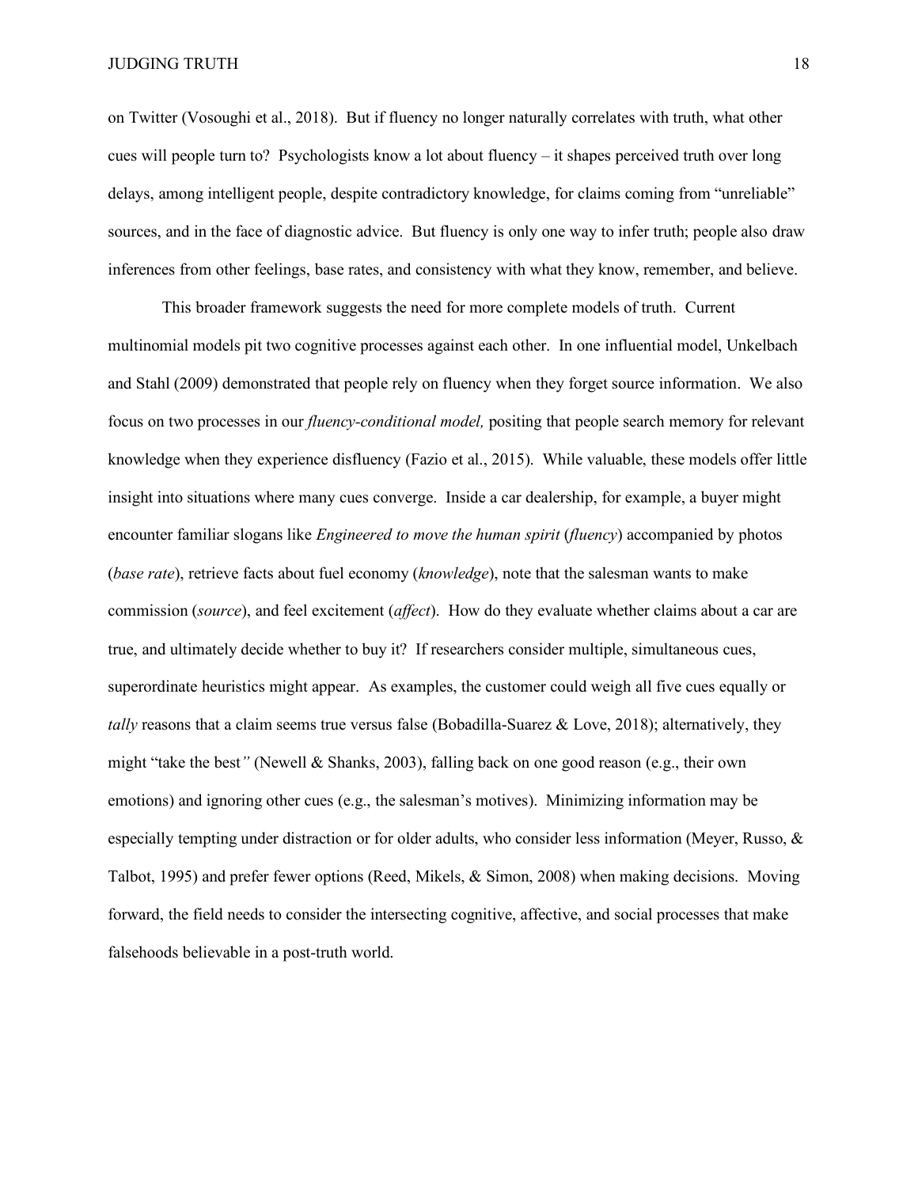on Twitter (Vosoughi et al., 2018). But if fluency no longer naturally correlates with truth, what other cues will people turn to? Psychologists know a lot about fluency – it shapes perceived truth over long delays, among intelligent people, despite contradictory knowledge, for claims coming from "unreliable" sources, and in the face of diagnostic advice. But fluency is only one way to infer truth; people also draw inferences from other feelings, base rates, and consistency with what they know, remember, and believe.

This broader framework suggests the need for more complete models of truth. Current multinomial models pit two cognitive processes against each other. In one influential model, Unkelbach and Stahl (2009) demonstrated that people rely on fluency when they forget source information. We also focus on two processes in our *fluency-conditional model,* positing that people search memory for relevant knowledge when they experience disfluency (Fazio et al., 2015). While valuable, these models offer little insight into situations where many cues converge. Inside a car dealership, for example, a buyer might encounter familiar slogans like *Engineered to move the human spirit* (*fluency*) accompanied by photos (*base rate*), retrieve facts about fuel economy (*knowledge*), note that the salesman wants to make commission (*source*), and feel excitement (*affect*). How do they evaluate whether claims about a car are true, and ultimately decide whether to buy it? If researchers consider multiple, simultaneous cues, superordinate heuristics might appear. As examples, the customer could weigh all five cues equally or *tally* reasons that a claim seems true versus false (Bobadilla-Suarez & Love, 2018); alternatively, they might "take the best*"* (Newell & Shanks, 2003), falling back on one good reason (e.g., their own emotions) and ignoring other cues (e.g., the salesman's motives). Minimizing information may be especially tempting under distraction or for older adults, who consider less information (Meyer, Russo, & Talbot, 1995) and prefer fewer options (Reed, Mikels, & Simon, 2008) when making decisions. Moving forward, the field needs to consider the intersecting cognitive, affective, and social processes that make falsehoods believable in a post-truth world.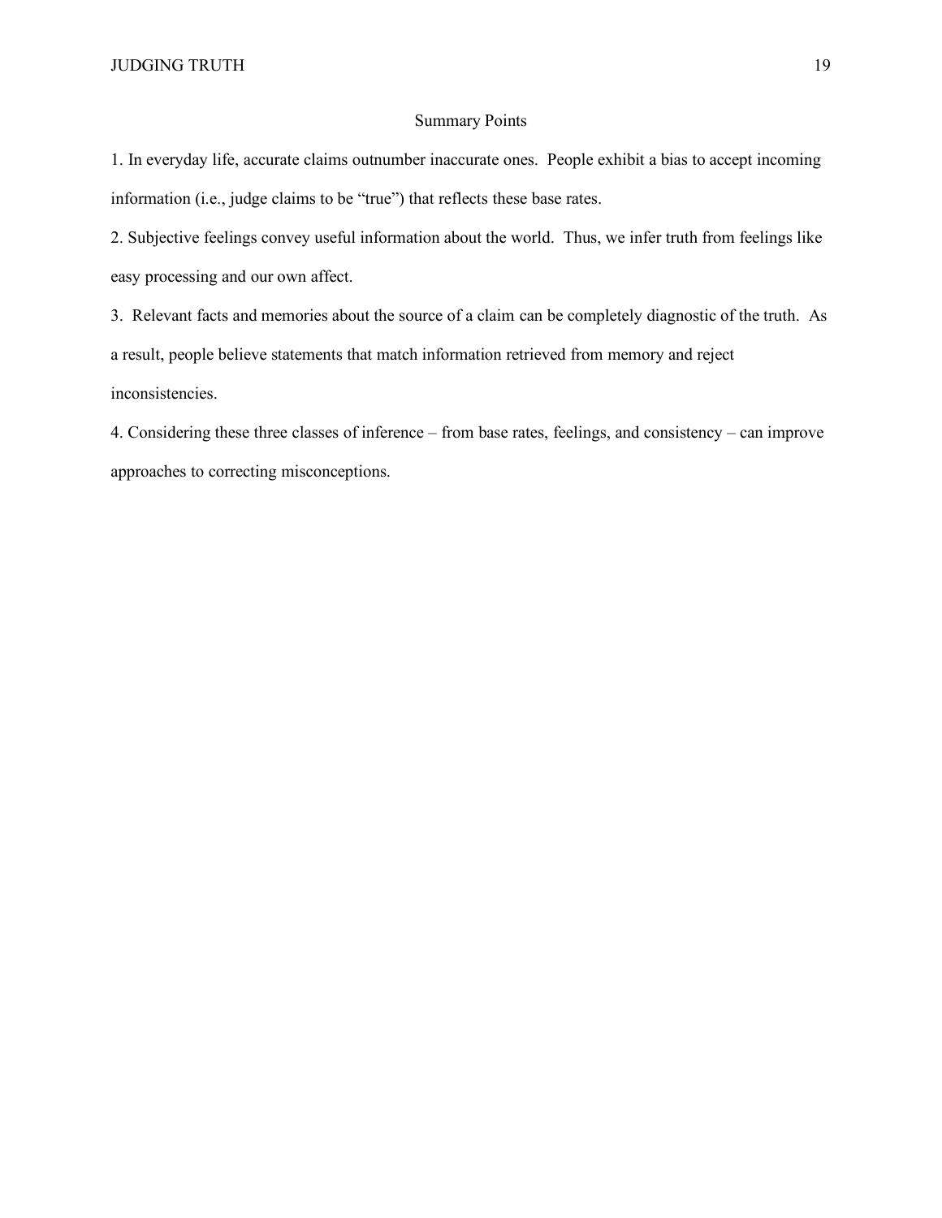## Summary Points

1. In everyday life, accurate claims outnumber inaccurate ones. People exhibit a bias to accept incoming information (i.e., judge claims to be "true") that reflects these base rates.

2. Subjective feelings convey useful information about the world. Thus, we infer truth from feelings like easy processing and our own affect.

3. Relevant facts and memories about the source of a claim can be completely diagnostic of the truth. As a result, people believe statements that match information retrieved from memory and reject inconsistencies.

4. Considering these three classes of inference – from base rates, feelings, and consistency – can improve approaches to correcting misconceptions.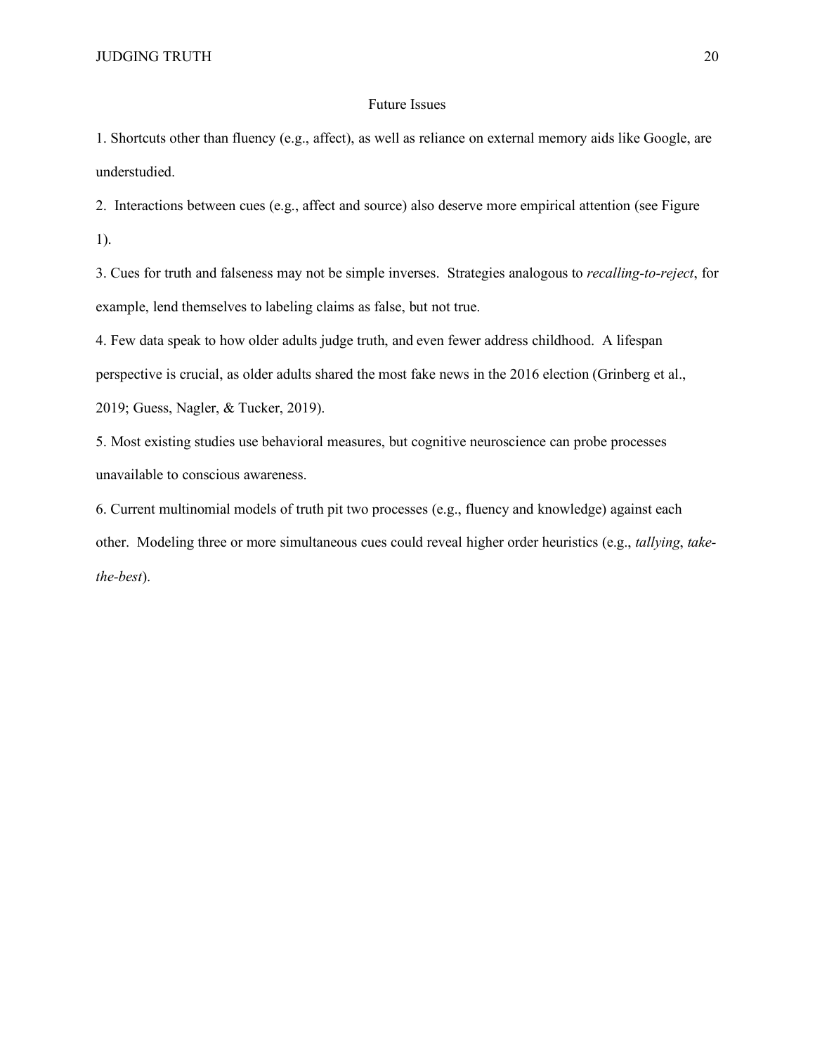## Future Issues

1. Shortcuts other than fluency (e.g., affect), as well as reliance on external memory aids like Google, are understudied.

2. Interactions between cues (e.g., affect and source) also deserve more empirical attention (see Figure 1).

3. Cues for truth and falseness may not be simple inverses. Strategies analogous to *recalling-to-reject*, for example, lend themselves to labeling claims as false, but not true.

4. Few data speak to how older adults judge truth, and even fewer address childhood. A lifespan perspective is crucial, as older adults shared the most fake news in the 2016 election (Grinberg et al., 2019; Guess, Nagler, & Tucker, 2019).

5. Most existing studies use behavioral measures, but cognitive neuroscience can probe processes unavailable to conscious awareness.

6. Current multinomial models of truth pit two processes (e.g., fluency and knowledge) against each other. Modeling three or more simultaneous cues could reveal higher order heuristics (e.g., *tallying*, *take-the-best*).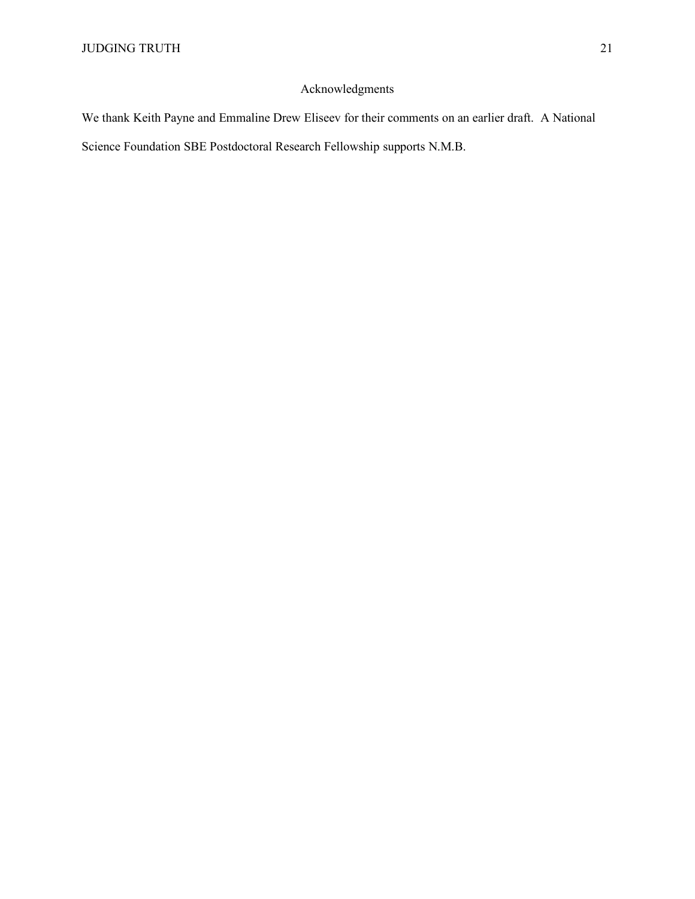## Acknowledgments

We thank Keith Payne and Emmaline Drew Eliseev for their comments on an earlier draft. A National Science Foundation SBE Postdoctoral Research Fellowship supports N.M.B.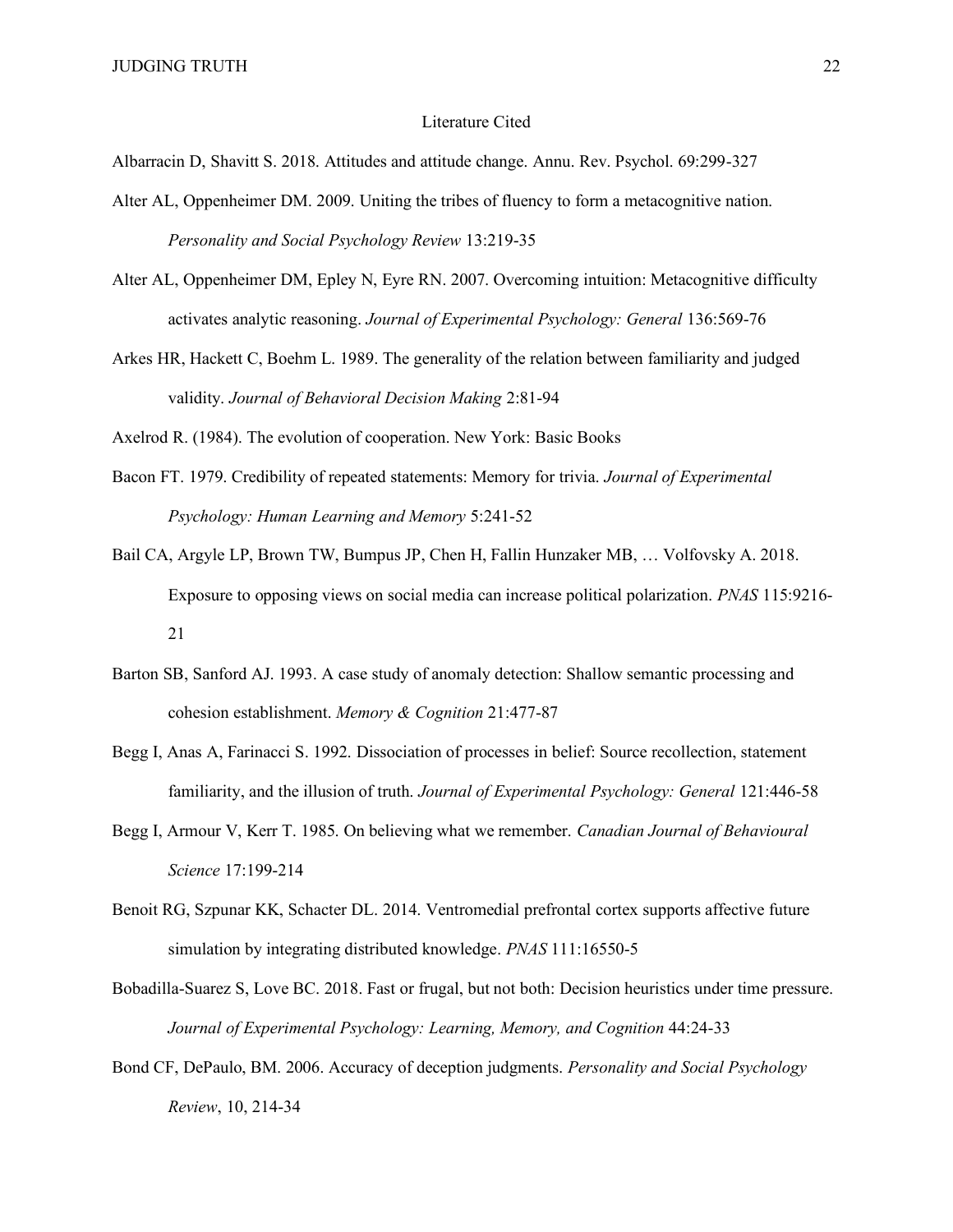## Literature Cited

Albarracin D, Shavitt S. 2018. Attitudes and attitude change. Annu. Rev. Psychol. 69:299-327

Alter AL, Oppenheimer DM. 2009. Uniting the tribes of fluency to form a metacognitive nation. *Personality and Social Psychology Review* 13:219-35

Alter AL, Oppenheimer DM, Epley N, Eyre RN. 2007. Overcoming intuition: Metacognitive difficulty activates analytic reasoning. *Journal of Experimental Psychology: General* 136:569-76

Arkes HR, Hackett C, Boehm L. 1989. The generality of the relation between familiarity and judged validity. *Journal of Behavioral Decision Making* 2:81-94

Axelrod R. (1984). The evolution of cooperation. New York: Basic Books

Bacon FT. 1979. Credibility of repeated statements: Memory for trivia. *Journal of Experimental Psychology: Human Learning and Memory* 5:241-52

Bail CA, Argyle LP, Brown TW, Bumpus JP, Chen H, Fallin Hunzaker MB, … Volfovsky A. 2018. Exposure to opposing views on social media can increase political polarization. *PNAS* 115:9216-21

Barton SB, Sanford AJ. 1993. A case study of anomaly detection: Shallow semantic processing and cohesion establishment. *Memory & Cognition* 21:477-87

Begg I, Anas A, Farinacci S. 1992. Dissociation of processes in belief: Source recollection, statement familiarity, and the illusion of truth. *Journal of Experimental Psychology: General* 121:446-58

Begg I, Armour V, Kerr T. 1985. On believing what we remember. *Canadian Journal of Behavioural Science* 17:199-214

Benoit RG, Szpunar KK, Schacter DL. 2014. Ventromedial prefrontal cortex supports affective future simulation by integrating distributed knowledge. *PNAS* 111:16550-5

Bobadilla-Suarez S, Love BC. 2018. Fast or frugal, but not both: Decision heuristics under time pressure. *Journal of Experimental Psychology: Learning, Memory, and Cognition* 44:24-33

Bond CF, DePaulo, BM. 2006. Accuracy of deception judgments. *Personality and Social Psychology Review*, 10, 214-34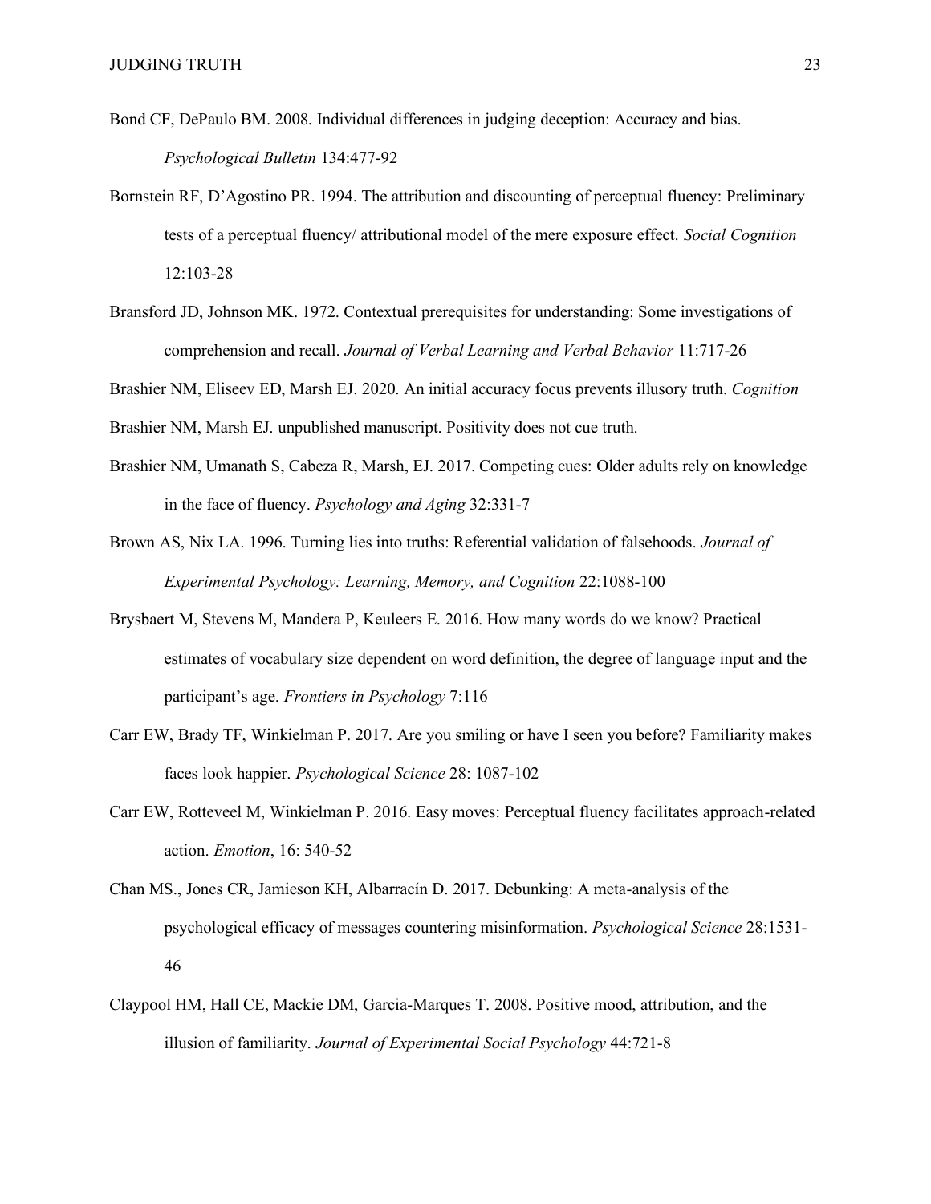Bond CF, DePaulo BM. 2008. Individual differences in judging deception: Accuracy and bias. *Psychological Bulletin* 134:477-92

Bornstein RF, D'Agostino PR. 1994. The attribution and discounting of perceptual fluency: Preliminary tests of a perceptual fluency/ attributional model of the mere exposure effect. *Social Cognition* 12:103-28

Bransford JD, Johnson MK. 1972. Contextual prerequisites for understanding: Some investigations of comprehension and recall. *Journal of Verbal Learning and Verbal Behavior* 11:717-26

Brashier NM, Eliseev ED, Marsh EJ. 2020. An initial accuracy focus prevents illusory truth. *Cognition*

Brashier NM, Marsh EJ. unpublished manuscript. Positivity does not cue truth.

Brashier NM, Umanath S, Cabeza R, Marsh, EJ. 2017. Competing cues: Older adults rely on knowledge in the face of fluency. *Psychology and Aging* 32:331-7

Brown AS, Nix LA. 1996. Turning lies into truths: Referential validation of falsehoods. *Journal of Experimental Psychology: Learning, Memory, and Cognition* 22:1088-100

Brysbaert M, Stevens M, Mandera P, Keuleers E. 2016. How many words do we know? Practical estimates of vocabulary size dependent on word definition, the degree of language input and the participant's age. *Frontiers in Psychology* 7:116

Carr EW, Brady TF, Winkielman P. 2017. Are you smiling or have I seen you before? Familiarity makes faces look happier. *Psychological Science* 28: 1087-102

Carr EW, Rotteveel M, Winkielman P. 2016. Easy moves: Perceptual fluency facilitates approach-related action. *Emotion*, 16: 540-52

Chan MS., Jones CR, Jamieson KH, Albarracín D. 2017. Debunking: A meta-analysis of the psychological efficacy of messages countering misinformation. *Psychological Science* 28:1531-46

Claypool HM, Hall CE, Mackie DM, Garcia-Marques T. 2008. Positive mood, attribution, and the illusion of familiarity. *Journal of Experimental Social Psychology* 44:721-8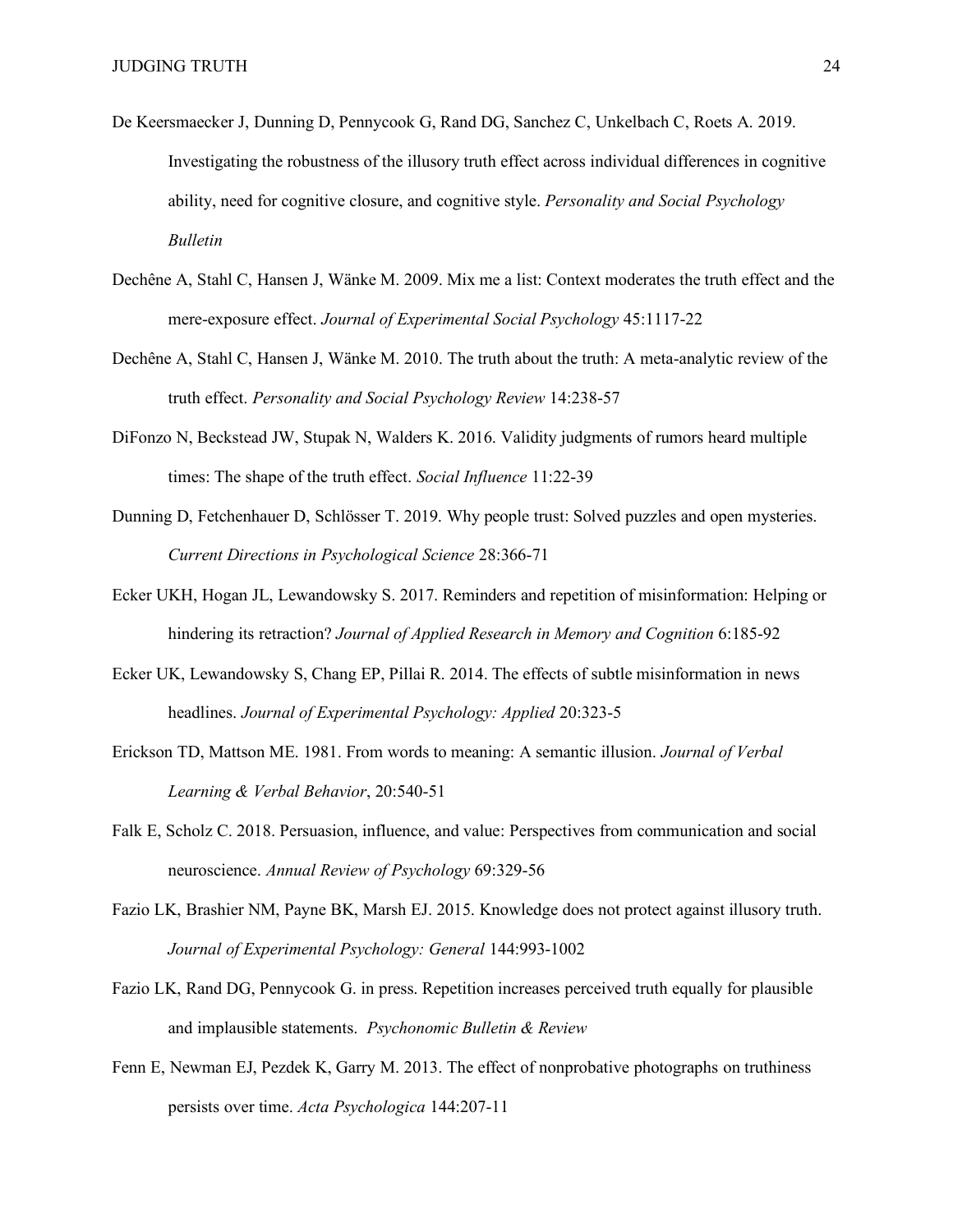De Keersmaecker J, Dunning D, Pennycook G, Rand DG, Sanchez C, Unkelbach C, Roets A. 2019. Investigating the robustness of the illusory truth effect across individual differences in cognitive ability, need for cognitive closure, and cognitive style. *Personality and Social Psychology Bulletin*

Dechêne A, Stahl C, Hansen J, Wänke M. 2009. Mix me a list: Context moderates the truth effect and the mere-exposure effect. *Journal of Experimental Social Psychology* 45:1117-22

Dechêne A, Stahl C, Hansen J, Wänke M. 2010. The truth about the truth: A meta-analytic review of the truth effect. *Personality and Social Psychology Review* 14:238-57

DiFonzo N, Beckstead JW, Stupak N, Walders K. 2016. Validity judgments of rumors heard multiple times: The shape of the truth effect. *Social Influence* 11:22-39

Dunning D, Fetchenhauer D, Schlösser T. 2019. Why people trust: Solved puzzles and open mysteries. *Current Directions in Psychological Science* 28:366-71

Ecker UKH, Hogan JL, Lewandowsky S. 2017. Reminders and repetition of misinformation: Helping or hindering its retraction? *Journal of Applied Research in Memory and Cognition* 6:185-92

Ecker UK, Lewandowsky S, Chang EP, Pillai R. 2014. The effects of subtle misinformation in news headlines. *Journal of Experimental Psychology: Applied* 20:323-5

Erickson TD, Mattson ME. 1981. From words to meaning: A semantic illusion. *Journal of Verbal Learning & Verbal Behavior*, 20:540-51

Falk E, Scholz C. 2018. Persuasion, influence, and value: Perspectives from communication and social neuroscience. *Annual Review of Psychology* 69:329-56

Fazio LK, Brashier NM, Payne BK, Marsh EJ. 2015. Knowledge does not protect against illusory truth. *Journal of Experimental Psychology: General* 144:993-1002

Fazio LK, Rand DG, Pennycook G. in press. Repetition increases perceived truth equally for plausible and implausible statements. *Psychonomic Bulletin & Review*

Fenn E, Newman EJ, Pezdek K, Garry M. 2013. The effect of nonprobative photographs on truthiness persists over time. *Acta Psychologica* 144:207-11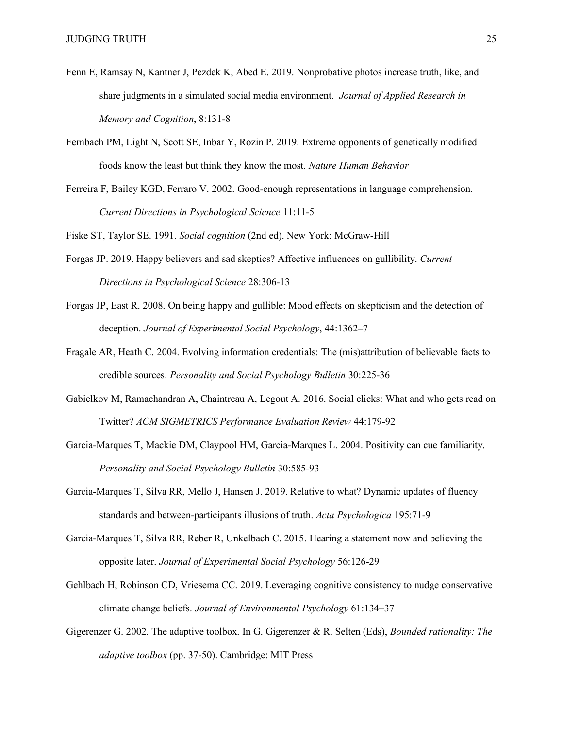Fenn E, Ramsay N, Kantner J, Pezdek K, Abed E. 2019. Nonprobative photos increase truth, like, and share judgments in a simulated social media environment. *Journal of Applied Research in Memory and Cognition*, 8:131-8

Fernbach PM, Light N, Scott SE, Inbar Y, Rozin P. 2019. Extreme opponents of genetically modified foods know the least but think they know the most. *Nature Human Behavior*

Ferreira F, Bailey KGD, Ferraro V. 2002. Good-enough representations in language comprehension. *Current Directions in Psychological Science* 11:11-5

Fiske ST, Taylor SE. 1991. *Social cognition* (2nd ed). New York: McGraw-Hill

Forgas JP. 2019. Happy believers and sad skeptics? Affective influences on gullibility. *Current Directions in Psychological Science* 28:306-13

Forgas JP, East R. 2008. On being happy and gullible: Mood effects on skepticism and the detection of deception. *Journal of Experimental Social Psychology*, 44:1362–7

Fragale AR, Heath C. 2004. Evolving information credentials: The (mis)attribution of believable facts to credible sources. *Personality and Social Psychology Bulletin* 30:225-36

Gabielkov M, Ramachandran A, Chaintreau A, Legout A. 2016. Social clicks: What and who gets read on Twitter? *ACM SIGMETRICS Performance Evaluation Review* 44:179-92

Garcia-Marques T, Mackie DM, Claypool HM, Garcia-Marques L. 2004. Positivity can cue familiarity. *Personality and Social Psychology Bulletin* 30:585-93

Garcia-Marques T, Silva RR, Mello J, Hansen J. 2019. Relative to what? Dynamic updates of fluency standards and between-participants illusions of truth. *Acta Psychologica* 195:71-9

Garcia-Marques T, Silva RR, Reber R, Unkelbach C. 2015. Hearing a statement now and believing the opposite later. *Journal of Experimental Social Psychology* 56:126-29

Gehlbach H, Robinson CD, Vriesema CC. 2019. Leveraging cognitive consistency to nudge conservative climate change beliefs. *Journal of Environmental Psychology* 61:134–37

Gigerenzer G. 2002. The adaptive toolbox. In G. Gigerenzer & R. Selten (Eds), *Bounded rationality: The adaptive toolbox* (pp. 37-50). Cambridge: MIT Press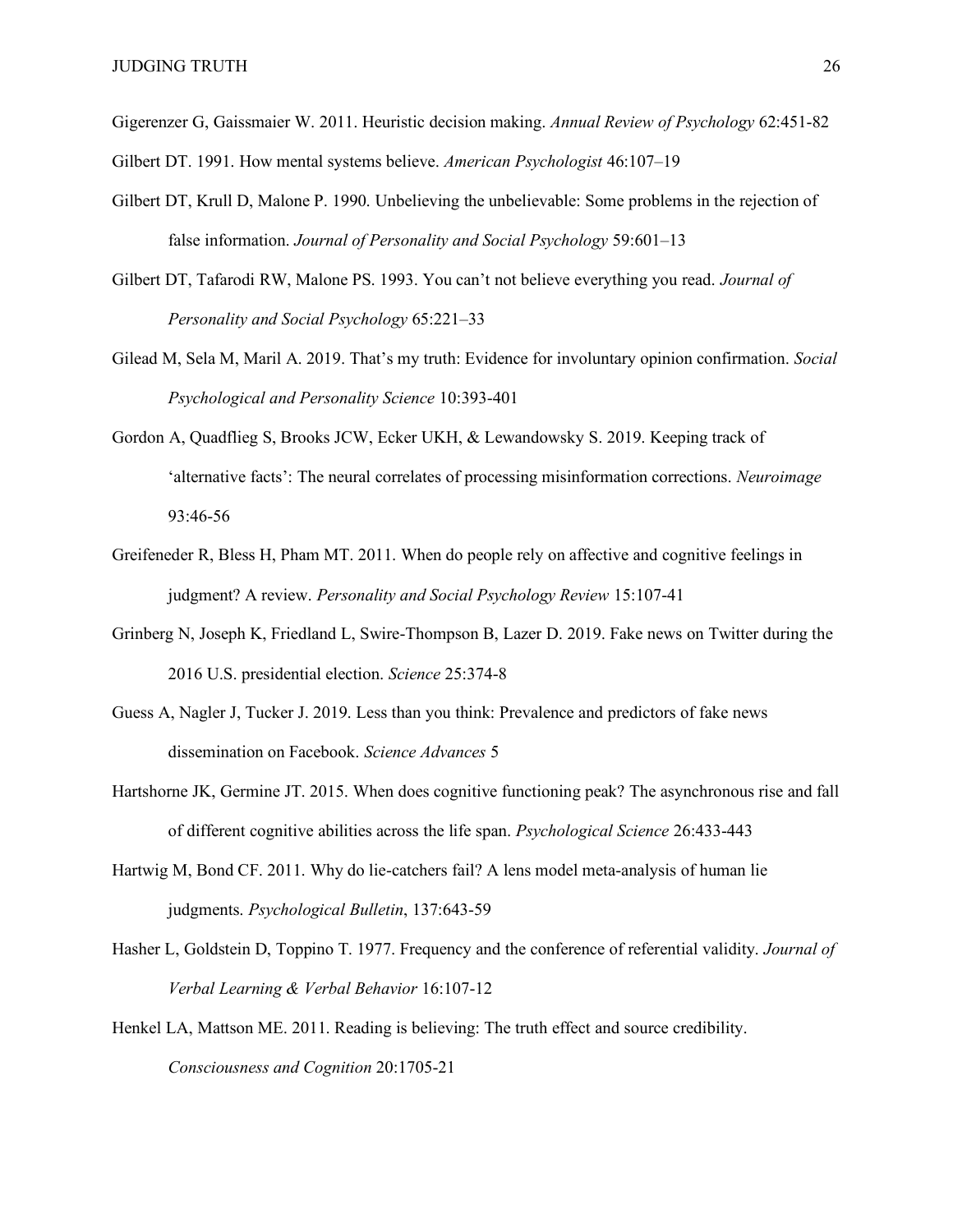Gigerenzer G, Gaissmaier W. 2011. Heuristic decision making. *Annual Review of Psychology* 62:451-82

Gilbert DT. 1991. How mental systems believe. *American Psychologist* 46:107–19

Gilbert DT, Krull D, Malone P. 1990. Unbelieving the unbelievable: Some problems in the rejection of false information. *Journal of Personality and Social Psychology* 59:601–13

Gilbert DT, Tafarodi RW, Malone PS. 1993. You can't not believe everything you read. *Journal of Personality and Social Psychology* 65:221–33

Gilead M, Sela M, Maril A. 2019. That's my truth: Evidence for involuntary opinion confirmation. *Social Psychological and Personality Science* 10:393-401

Gordon A, Quadflieg S, Brooks JCW, Ecker UKH, & Lewandowsky S. 2019. Keeping track of 'alternative facts': The neural correlates of processing misinformation corrections. *Neuroimage* 93:46-56

Greifeneder R, Bless H, Pham MT. 2011. When do people rely on affective and cognitive feelings in judgment? A review. *Personality and Social Psychology Review* 15:107-41

Grinberg N, Joseph K, Friedland L, Swire-Thompson B, Lazer D. 2019. Fake news on Twitter during the 2016 U.S. presidential election. *Science* 25:374-8

Guess A, Nagler J, Tucker J. 2019. Less than you think: Prevalence and predictors of fake news dissemination on Facebook. *Science Advances* 5

Hartshorne JK, Germine JT. 2015. When does cognitive functioning peak? The asynchronous rise and fall of different cognitive abilities across the life span. *Psychological Science* 26:433-443

Hartwig M, Bond CF. 2011. Why do lie-catchers fail? A lens model meta-analysis of human lie judgments. *Psychological Bulletin*, 137:643-59

Hasher L, Goldstein D, Toppino T. 1977. Frequency and the conference of referential validity. *Journal of Verbal Learning & Verbal Behavior* 16:107-12

Henkel LA, Mattson ME. 2011. Reading is believing: The truth effect and source credibility. *Consciousness and Cognition* 20:1705-21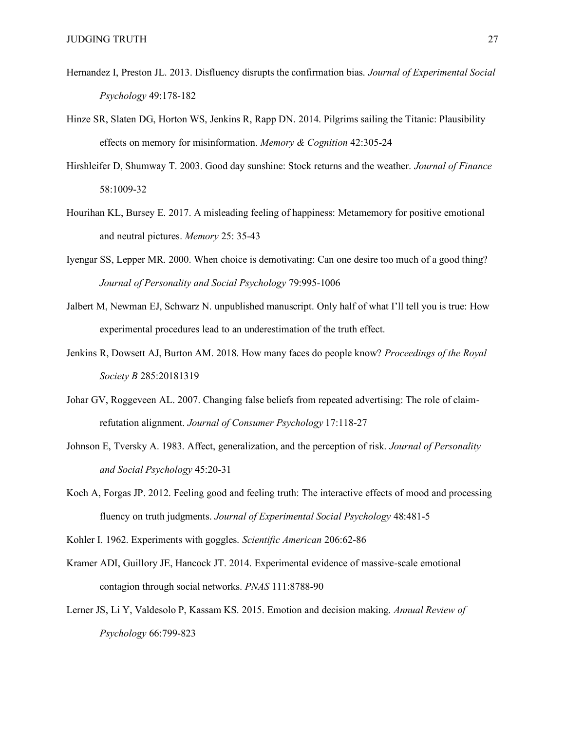Hernandez I, Preston JL. 2013. Disfluency disrupts the confirmation bias. *Journal of Experimental Social Psychology* 49:178-182

Hinze SR, Slaten DG, Horton WS, Jenkins R, Rapp DN. 2014. Pilgrims sailing the Titanic: Plausibility effects on memory for misinformation. *Memory & Cognition* 42:305-24

Hirshleifer D, Shumway T. 2003. Good day sunshine: Stock returns and the weather. *Journal of Finance* 58:1009-32

Hourihan KL, Bursey E. 2017. A misleading feeling of happiness: Metamemory for positive emotional and neutral pictures. *Memory* 25: 35-43

Iyengar SS, Lepper MR. 2000. When choice is demotivating: Can one desire too much of a good thing? *Journal of Personality and Social Psychology* 79:995-1006

Jalbert M, Newman EJ, Schwarz N. unpublished manuscript. Only half of what I'll tell you is true: How experimental procedures lead to an underestimation of the truth effect.

Jenkins R, Dowsett AJ, Burton AM. 2018. How many faces do people know? *Proceedings of the Royal Society B* 285:20181319

Johar GV, Roggeveen AL. 2007. Changing false beliefs from repeated advertising: The role of claim-refutation alignment. *Journal of Consumer Psychology* 17:118-27

Johnson E, Tversky A. 1983. Affect, generalization, and the perception of risk. *Journal of Personality and Social Psychology* 45:20-31

Koch A, Forgas JP. 2012. Feeling good and feeling truth: The interactive effects of mood and processing fluency on truth judgments. *Journal of Experimental Social Psychology* 48:481-5

Kohler I. 1962. Experiments with goggles. *Scientific American* 206:62-86

Kramer ADI, Guillory JE, Hancock JT. 2014. Experimental evidence of massive-scale emotional contagion through social networks. *PNAS* 111:8788-90

Lerner JS, Li Y, Valdesolo P, Kassam KS. 2015. Emotion and decision making. *Annual Review of Psychology* 66:799-823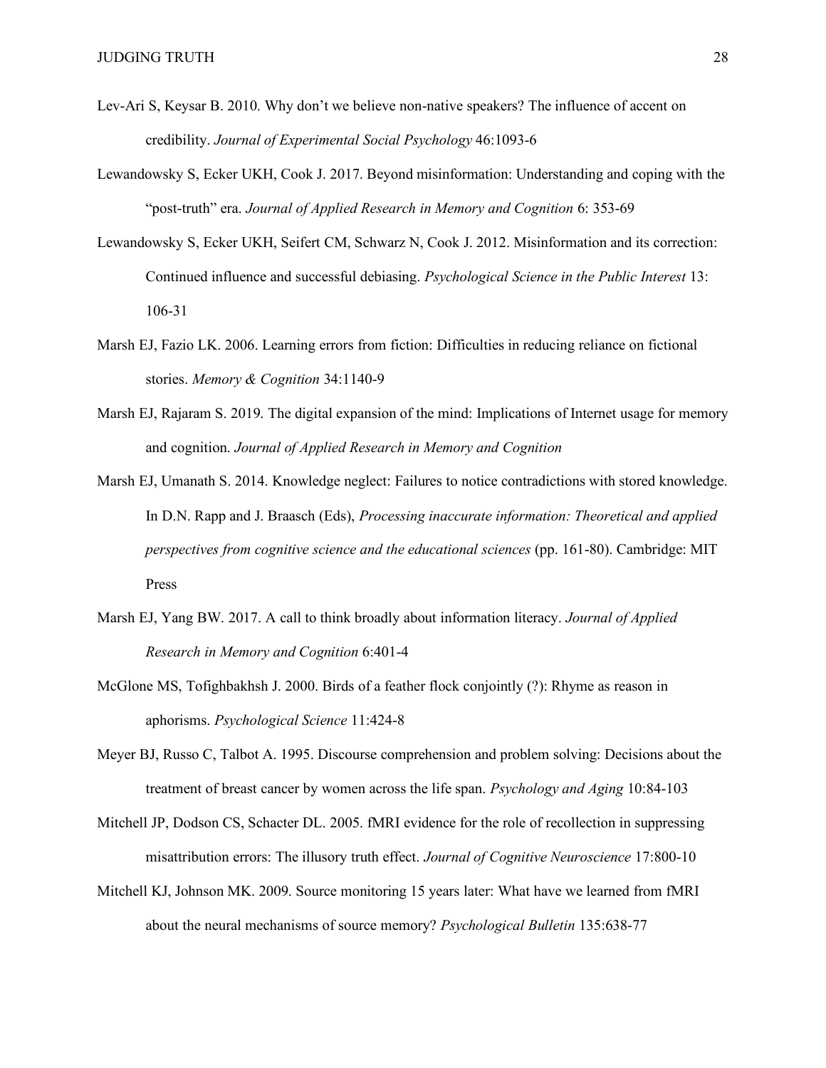Lev-Ari S, Keysar B. 2010. Why don't we believe non-native speakers? The influence of accent on credibility. *Journal of Experimental Social Psychology* 46:1093-6

Lewandowsky S, Ecker UKH, Cook J. 2017. Beyond misinformation: Understanding and coping with the "post-truth" era. *Journal of Applied Research in Memory and Cognition* 6: 353-69

Lewandowsky S, Ecker UKH, Seifert CM, Schwarz N, Cook J. 2012. Misinformation and its correction: Continued influence and successful debiasing. *Psychological Science in the Public Interest* 13: 106-31

Marsh EJ, Fazio LK. 2006. Learning errors from fiction: Difficulties in reducing reliance on fictional stories. *Memory & Cognition* 34:1140-9

Marsh EJ, Rajaram S. 2019. The digital expansion of the mind: Implications of Internet usage for memory and cognition. *Journal of Applied Research in Memory and Cognition*

Marsh EJ, Umanath S. 2014. Knowledge neglect: Failures to notice contradictions with stored knowledge. In D.N. Rapp and J. Braasch (Eds), *Processing inaccurate information: Theoretical and applied perspectives from cognitive science and the educational sciences* (pp. 161-80). Cambridge: MIT Press

Marsh EJ, Yang BW. 2017. A call to think broadly about information literacy. *Journal of Applied Research in Memory and Cognition* 6:401-4

McGlone MS, Tofighbakhsh J. 2000. Birds of a feather flock conjointly (?): Rhyme as reason in aphorisms. *Psychological Science* 11:424-8

Meyer BJ, Russo C, Talbot A. 1995. Discourse comprehension and problem solving: Decisions about the treatment of breast cancer by women across the life span. *Psychology and Aging* 10:84-103

Mitchell JP, Dodson CS, Schacter DL. 2005. fMRI evidence for the role of recollection in suppressing misattribution errors: The illusory truth effect. *Journal of Cognitive Neuroscience* 17:800-10

Mitchell KJ, Johnson MK. 2009. Source monitoring 15 years later: What have we learned from fMRI about the neural mechanisms of source memory? *Psychological Bulletin* 135:638-77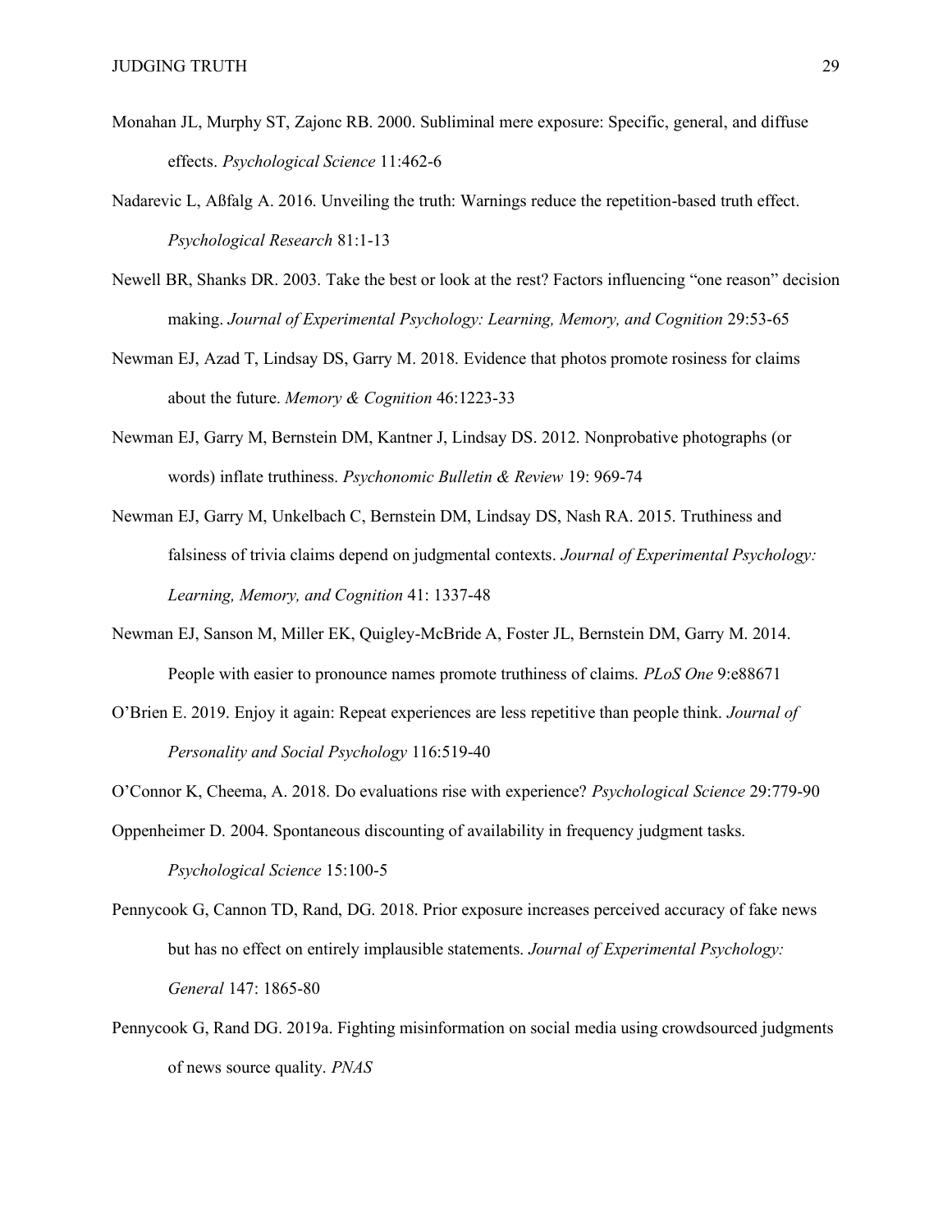Monahan JL, Murphy ST, Zajonc RB. 2000. Subliminal mere exposure: Specific, general, and diffuse effects. *Psychological Science* 11:462-6

Nadarevic L, Aßfalg A. 2016. Unveiling the truth: Warnings reduce the repetition-based truth effect. *Psychological Research* 81:1-13

Newell BR, Shanks DR. 2003. Take the best or look at the rest? Factors influencing "one reason" decision making. *Journal of Experimental Psychology: Learning, Memory, and Cognition* 29:53-65

Newman EJ, Azad T, Lindsay DS, Garry M. 2018. Evidence that photos promote rosiness for claims about the future. *Memory & Cognition* 46:1223-33

Newman EJ, Garry M, Bernstein DM, Kantner J, Lindsay DS. 2012. Nonprobative photographs (or words) inflate truthiness. *Psychonomic Bulletin & Review* 19: 969-74

Newman EJ, Garry M, Unkelbach C, Bernstein DM, Lindsay DS, Nash RA. 2015. Truthiness and falsiness of trivia claims depend on judgmental contexts. *Journal of Experimental Psychology: Learning, Memory, and Cognition* 41: 1337-48

Newman EJ, Sanson M, Miller EK, Quigley-McBride A, Foster JL, Bernstein DM, Garry M. 2014. People with easier to pronounce names promote truthiness of claims. *PLoS One* 9:e88671

O'Brien E. 2019. Enjoy it again: Repeat experiences are less repetitive than people think. *Journal of Personality and Social Psychology* 116:519-40

O'Connor K, Cheema, A. 2018. Do evaluations rise with experience? *Psychological Science* 29:779-90

Oppenheimer D. 2004. Spontaneous discounting of availability in frequency judgment tasks. *Psychological Science* 15:100-5

Pennycook G, Cannon TD, Rand, DG. 2018. Prior exposure increases perceived accuracy of fake news but has no effect on entirely implausible statements. *Journal of Experimental Psychology: General* 147: 1865-80

Pennycook G, Rand DG. 2019a. Fighting misinformation on social media using crowdsourced judgments of news source quality. *PNAS*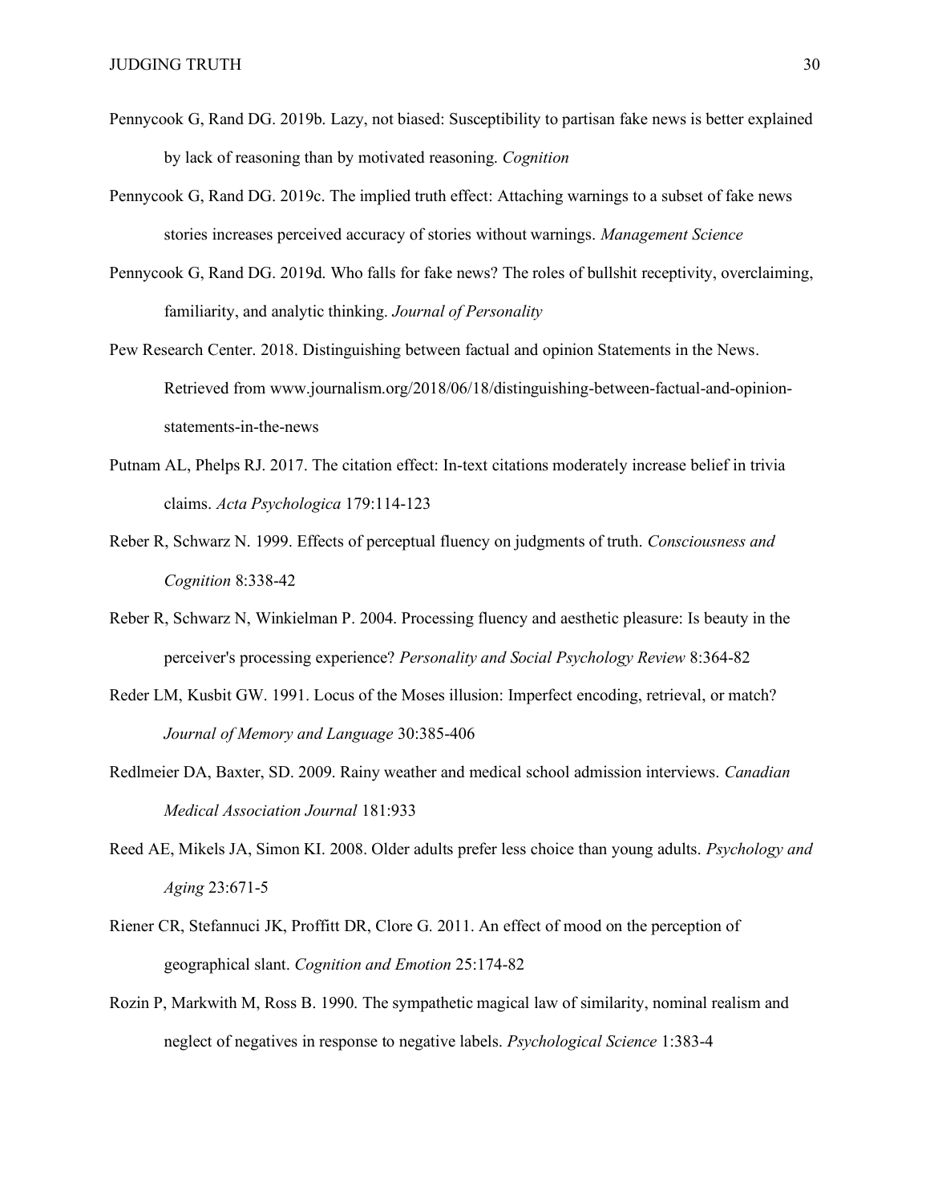Pennycook G, Rand DG. 2019b. Lazy, not biased: Susceptibility to partisan fake news is better explained by lack of reasoning than by motivated reasoning. *Cognition*

Pennycook G, Rand DG. 2019c. The implied truth effect: Attaching warnings to a subset of fake news stories increases perceived accuracy of stories without warnings. *Management Science*

Pennycook G, Rand DG. 2019d. Who falls for fake news? The roles of bullshit receptivity, overclaiming, familiarity, and analytic thinking. *Journal of Personality*

Pew Research Center. 2018. Distinguishing between factual and opinion Statements in the News. Retrieved from www.journalism.org/2018/06/18/distinguishing-between-factual-and-opinion-statements-in-the-news

Putnam AL, Phelps RJ. 2017. The citation effect: In-text citations moderately increase belief in trivia claims. *Acta Psychologica* 179:114-123

Reber R, Schwarz N. 1999. Effects of perceptual fluency on judgments of truth. *Consciousness and Cognition* 8:338-42

Reber R, Schwarz N, Winkielman P. 2004. Processing fluency and aesthetic pleasure: Is beauty in the perceiver's processing experience? *Personality and Social Psychology Review* 8:364-82

Reder LM, Kusbit GW. 1991. Locus of the Moses illusion: Imperfect encoding, retrieval, or match? *Journal of Memory and Language* 30:385-406

Redlmeier DA, Baxter, SD. 2009. Rainy weather and medical school admission interviews. *Canadian Medical Association Journal* 181:933

Reed AE, Mikels JA, Simon KI. 2008. Older adults prefer less choice than young adults. *Psychology and Aging* 23:671-5

Riener CR, Stefannuci JK, Proffitt DR, Clore G. 2011. An effect of mood on the perception of geographical slant. *Cognition and Emotion* 25:174-82

Rozin P, Markwith M, Ross B. 1990. The sympathetic magical law of similarity, nominal realism and neglect of negatives in response to negative labels. *Psychological Science* 1:383-4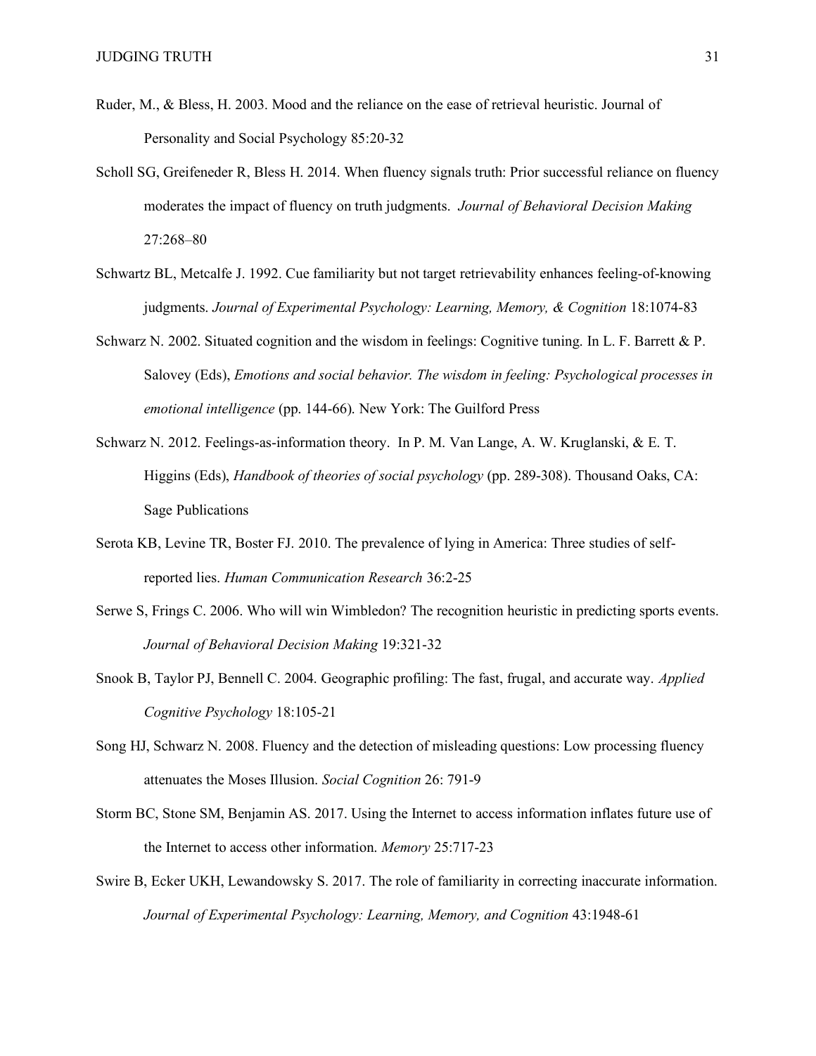Ruder, M., & Bless, H. 2003. Mood and the reliance on the ease of retrieval heuristic. Journal of Personality and Social Psychology 85:20-32

Scholl SG, Greifeneder R, Bless H. 2014. When fluency signals truth: Prior successful reliance on fluency moderates the impact of fluency on truth judgments. *Journal of Behavioral Decision Making* 27:268–80

Schwartz BL, Metcalfe J. 1992. Cue familiarity but not target retrievability enhances feeling-of-knowing judgments. *Journal of Experimental Psychology: Learning, Memory, & Cognition* 18:1074-83

Schwarz N. 2002. Situated cognition and the wisdom in feelings: Cognitive tuning. In L. F. Barrett & P. Salovey (Eds), *Emotions and social behavior. The wisdom in feeling: Psychological processes in emotional intelligence* (pp. 144-66). New York: The Guilford Press

Schwarz N. 2012. Feelings-as-information theory. In P. M. Van Lange, A. W. Kruglanski, & E. T. Higgins (Eds), *Handbook of theories of social psychology* (pp. 289-308). Thousand Oaks, CA: Sage Publications

Serota KB, Levine TR, Boster FJ. 2010. The prevalence of lying in America: Three studies of self-reported lies. *Human Communication Research* 36:2-25

Serwe S, Frings C. 2006. Who will win Wimbledon? The recognition heuristic in predicting sports events. *Journal of Behavioral Decision Making* 19:321-32

Snook B, Taylor PJ, Bennell C. 2004. Geographic profiling: The fast, frugal, and accurate way. *Applied Cognitive Psychology* 18:105-21

Song HJ, Schwarz N. 2008. Fluency and the detection of misleading questions: Low processing fluency attenuates the Moses Illusion. *Social Cognition* 26: 791-9

Storm BC, Stone SM, Benjamin AS. 2017. Using the Internet to access information inflates future use of the Internet to access other information. *Memory* 25:717-23

Swire B, Ecker UKH, Lewandowsky S. 2017. The role of familiarity in correcting inaccurate information. *Journal of Experimental Psychology: Learning, Memory, and Cognition* 43:1948-61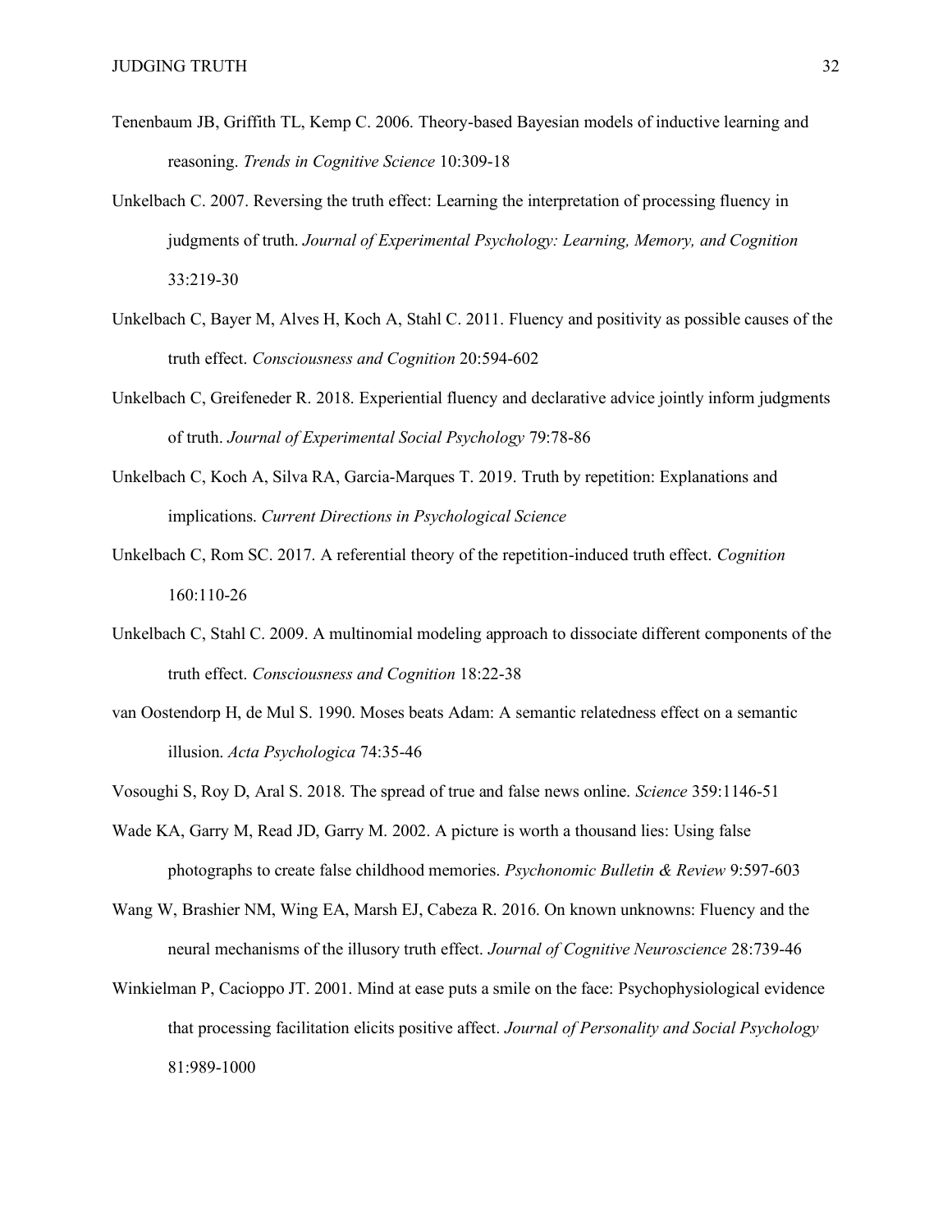Tenenbaum JB, Griffith TL, Kemp C. 2006. Theory-based Bayesian models of inductive learning and reasoning. *Trends in Cognitive Science* 10:309-18

Unkelbach C. 2007. Reversing the truth effect: Learning the interpretation of processing fluency in judgments of truth. *Journal of Experimental Psychology: Learning, Memory, and Cognition* 33:219-30

Unkelbach C, Bayer M, Alves H, Koch A, Stahl C. 2011. Fluency and positivity as possible causes of the truth effect. *Consciousness and Cognition* 20:594-602

Unkelbach C, Greifeneder R. 2018. Experiential fluency and declarative advice jointly inform judgments of truth. *Journal of Experimental Social Psychology* 79:78-86

Unkelbach C, Koch A, Silva RA, Garcia-Marques T. 2019. Truth by repetition: Explanations and implications. *Current Directions in Psychological Science*

Unkelbach C, Rom SC. 2017. A referential theory of the repetition-induced truth effect. *Cognition* 160:110-26

Unkelbach C, Stahl C. 2009. A multinomial modeling approach to dissociate different components of the truth effect. *Consciousness and Cognition* 18:22-38

van Oostendorp H, de Mul S. 1990. Moses beats Adam: A semantic relatedness effect on a semantic illusion. *Acta Psychologica* 74:35-46

Vosoughi S, Roy D, Aral S. 2018. The spread of true and false news online. *Science* 359:1146-51

Wade KA, Garry M, Read JD, Garry M. 2002. A picture is worth a thousand lies: Using false photographs to create false childhood memories. *Psychonomic Bulletin & Review* 9:597-603

Wang W, Brashier NM, Wing EA, Marsh EJ, Cabeza R. 2016. On known unknowns: Fluency and the neural mechanisms of the illusory truth effect. *Journal of Cognitive Neuroscience* 28:739-46

Winkielman P, Cacioppo JT. 2001. Mind at ease puts a smile on the face: Psychophysiological evidence that processing facilitation elicits positive affect. *Journal of Personality and Social Psychology* 81:989-1000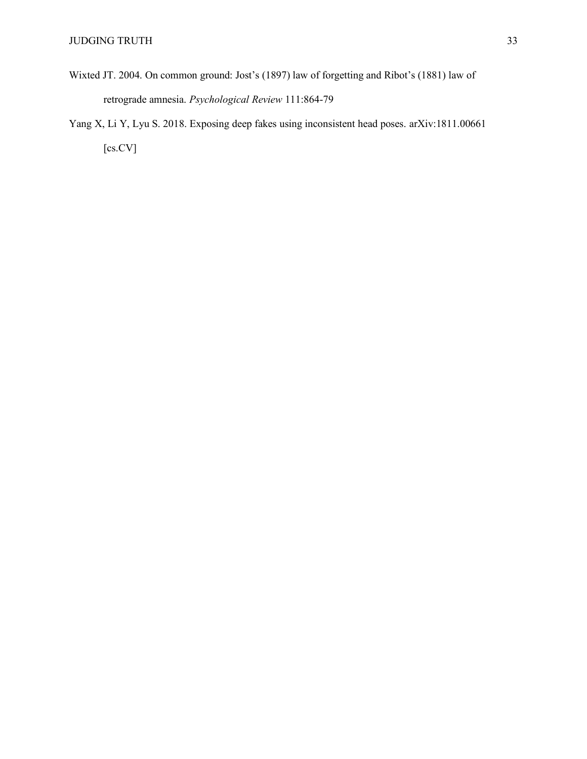Wixted JT. 2004. On common ground: Jost's (1897) law of forgetting and Ribot's (1881) law of retrograde amnesia. *Psychological Review* 111:864-79

Yang X, Li Y, Lyu S. 2018. Exposing deep fakes using inconsistent head poses. arXiv:1811.00661 [cs.CV]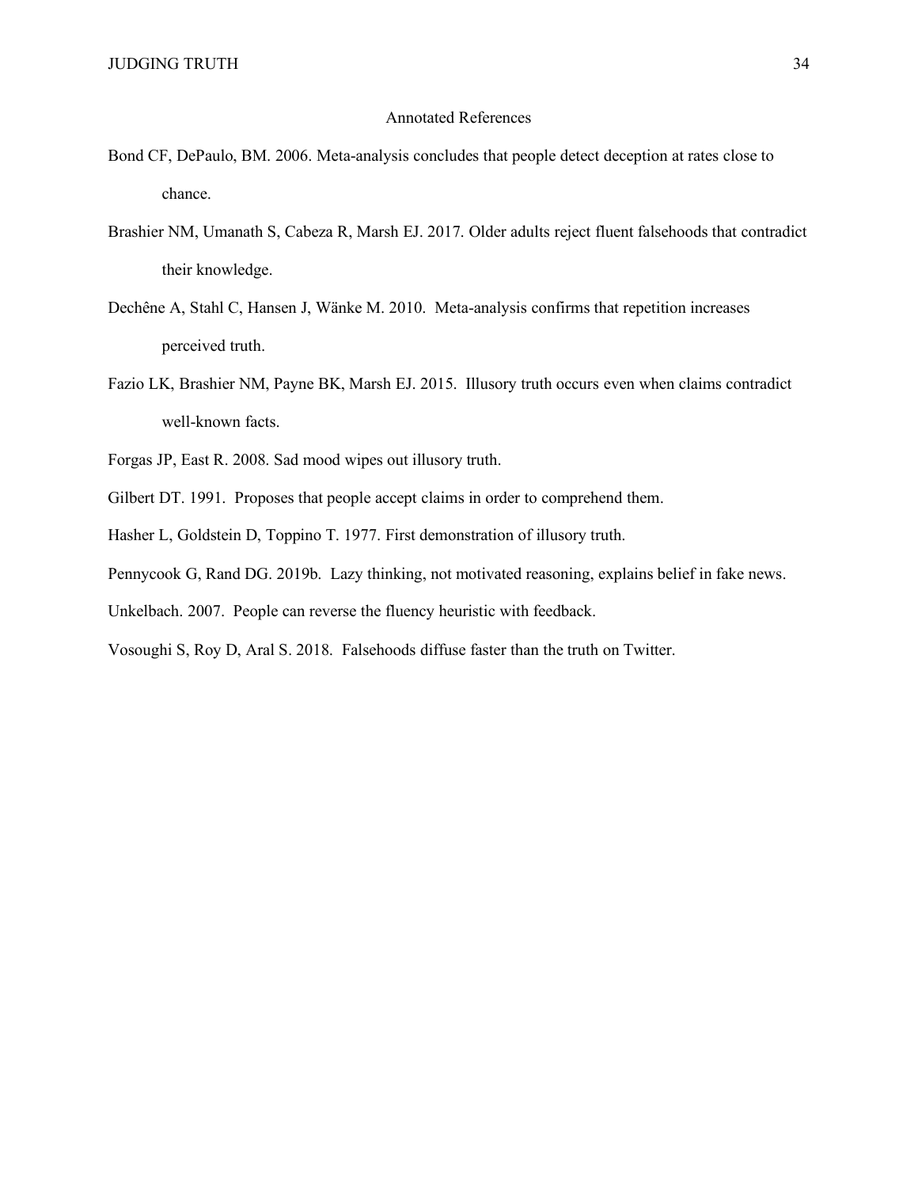## Annotated References

Bond CF, DePaulo, BM. 2006. Meta-analysis concludes that people detect deception at rates close to chance.

Brashier NM, Umanath S, Cabeza R, Marsh EJ. 2017. Older adults reject fluent falsehoods that contradict their knowledge.

Dechêne A, Stahl C, Hansen J, Wänke M. 2010. Meta-analysis confirms that repetition increases perceived truth.

Fazio LK, Brashier NM, Payne BK, Marsh EJ. 2015. Illusory truth occurs even when claims contradict well-known facts.

Forgas JP, East R. 2008. Sad mood wipes out illusory truth.

Gilbert DT. 1991. Proposes that people accept claims in order to comprehend them.

Hasher L, Goldstein D, Toppino T. 1977. First demonstration of illusory truth.

Pennycook G, Rand DG. 2019b. Lazy thinking, not motivated reasoning, explains belief in fake news.

Unkelbach. 2007. People can reverse the fluency heuristic with feedback.

Vosoughi S, Roy D, Aral S. 2018. Falsehoods diffuse faster than the truth on Twitter.